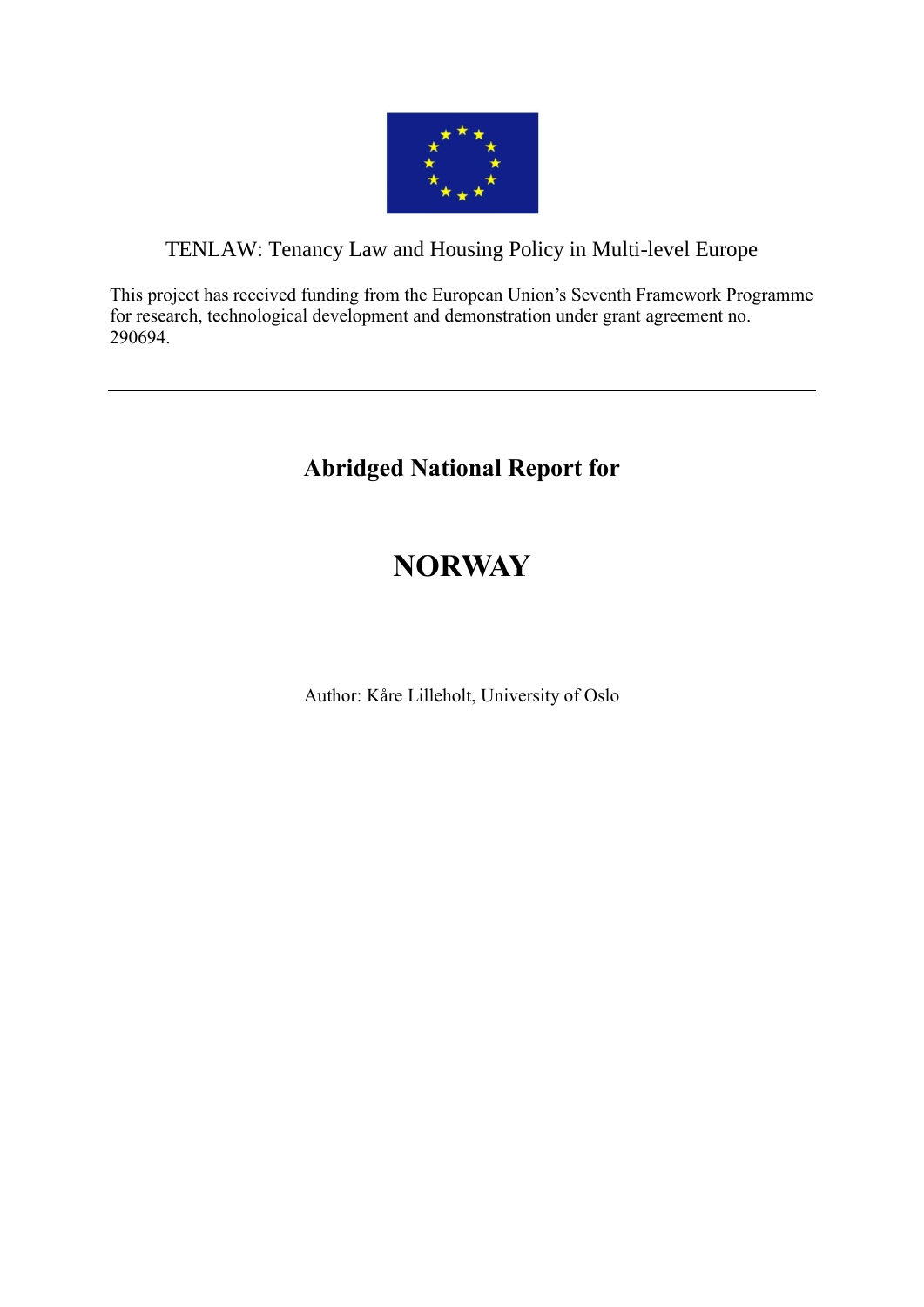TENLAW: Tenancy Law and Housing Policy in Multi-level Europe

This project has received funding from the European Union's Seventh Framework Programme for research, technological development and demonstration under grant agreement no. 290694.

---

# Abridged National Report for

# NORWAY

Author: Kåre Lilleholt, University of Oslo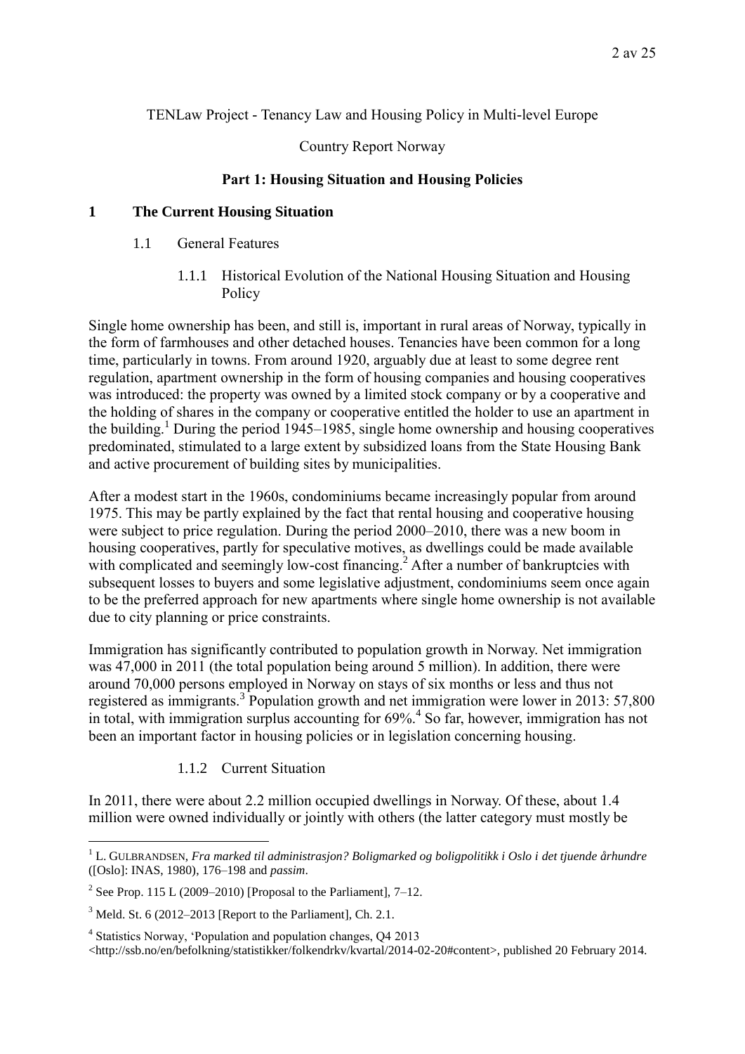TENLaw Project - Tenancy Law and Housing Policy in Multi-level Europe

Country Report Norway

**Part 1: Housing Situation and Housing Policies**

# 1 The Current Housing Situation

## 1.1 General Features

### 1.1.1 Historical Evolution of the National Housing Situation and Housing Policy

Single home ownership has been, and still is, important in rural areas of Norway, typically in the form of farmhouses and other detached houses. Tenancies have been common for a long time, particularly in towns. From around 1920, arguably due at least to some degree rent regulation, apartment ownership in the form of housing companies and housing cooperatives was introduced: the property was owned by a limited stock company or by a cooperative and the holding of shares in the company or cooperative entitled the holder to use an apartment in the building.[1] During the period 1945–1985, single home ownership and housing cooperatives predominated, stimulated to a large extent by subsidized loans from the State Housing Bank and active procurement of building sites by municipalities.

After a modest start in the 1960s, condominiums became increasingly popular from around 1975. This may be partly explained by the fact that rental housing and cooperative housing were subject to price regulation. During the period 2000–2010, there was a new boom in housing cooperatives, partly for speculative motives, as dwellings could be made available with complicated and seemingly low-cost financing.[2] After a number of bankruptcies with subsequent losses to buyers and some legislative adjustment, condominiums seem once again to be the preferred approach for new apartments where single home ownership is not available due to city planning or price constraints.

Immigration has significantly contributed to population growth in Norway. Net immigration was 47,000 in 2011 (the total population being around 5 million). In addition, there were around 70,000 persons employed in Norway on stays of six months or less and thus not registered as immigrants.[3] Population growth and net immigration were lower in 2013: 57,800 in total, with immigration surplus accounting for 69%.[4] So far, however, immigration has not been an important factor in housing policies or in legislation concerning housing.

### 1.1.2 Current Situation

In 2011, there were about 2.2 million occupied dwellings in Norway. Of these, about 1.4 million were owned individually or jointly with others (the latter category must mostly be

---

[1] L. GULBRANDSEN, *Fra marked til administrasjon? Boligmarked og boligpolitikk i Oslo i det tjuende århundre* ([Oslo]: INAS, 1980), 176–198 and *passim*.

[2] See Prop. 115 L (2009–2010) [Proposal to the Parliament], 7–12.

[3] Meld. St. 6 (2012–2013 [Report to the Parliament], Ch. 2.1.

[4] Statistics Norway, 'Population and population changes, Q4 2013 <http://ssb.no/en/befolkning/statistikker/folkendrkv/kvartal/2014-02-20#content>, published 20 February 2014.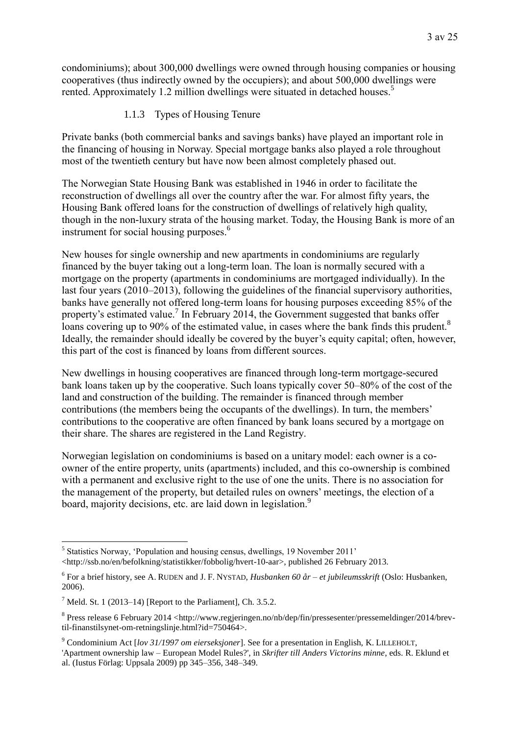condominiums); about 300,000 dwellings were owned through housing companies or housing cooperatives (thus indirectly owned by the occupiers); and about 500,000 dwellings were rented. Approximately 1.2 million dwellings were situated in detached houses.[5]

### 1.1.3 Types of Housing Tenure

Private banks (both commercial banks and savings banks) have played an important role in the financing of housing in Norway. Special mortgage banks also played a role throughout most of the twentieth century but have now been almost completely phased out.

The Norwegian State Housing Bank was established in 1946 in order to facilitate the reconstruction of dwellings all over the country after the war. For almost fifty years, the Housing Bank offered loans for the construction of dwellings of relatively high quality, though in the non-luxury strata of the housing market. Today, the Housing Bank is more of an instrument for social housing purposes.[6]

New houses for single ownership and new apartments in condominiums are regularly financed by the buyer taking out a long-term loan. The loan is normally secured with a mortgage on the property (apartments in condominiums are mortgaged individually). In the last four years (2010–2013), following the guidelines of the financial supervisory authorities, banks have generally not offered long-term loans for housing purposes exceeding 85% of the property's estimated value.[7] In February 2014, the Government suggested that banks offer loans covering up to 90% of the estimated value, in cases where the bank finds this prudent.[8] Ideally, the remainder should ideally be covered by the buyer's equity capital; often, however, this part of the cost is financed by loans from different sources.

New dwellings in housing cooperatives are financed through long-term mortgage-secured bank loans taken up by the cooperative. Such loans typically cover 50–80% of the cost of the land and construction of the building. The remainder is financed through member contributions (the members being the occupants of the dwellings). In turn, the members' contributions to the cooperative are often financed by bank loans secured by a mortgage on their share. The shares are registered in the Land Registry.

Norwegian legislation on condominiums is based on a unitary model: each owner is a co-owner of the entire property, units (apartments) included, and this co-ownership is combined with a permanent and exclusive right to the use of one the units. There is no association for the management of the property, but detailed rules on owners' meetings, the election of a board, majority decisions, etc. are laid down in legislation.[9]

---

[5] Statistics Norway, 'Population and housing census, dwellings, 19 November 2011' <http://ssb.no/en/befolkning/statistikker/fobbolig/hvert-10-aar>, published 26 February 2013.

[6] For a brief history, see A. RUDEN and J. F. NYSTAD, *Husbanken 60 år – et jubileumsskrift* (Oslo: Husbanken, 2006).

[7] Meld. St. 1 (2013–14) [Report to the Parliament], Ch. 3.5.2.

[8] Press release 6 February 2014 <http://www.regjeringen.no/nb/dep/fin/pressesenter/pressemeldinger/2014/brev-til-finanstilsynet-om-retningslinje.html?id=750464>.

[9] Condominium Act [*lov 31/1997 om eierseksjoner*]. See for a presentation in English, K. LILLEHOLT, 'Apartment ownership law – European Model Rules?', in *Skrifter till Anders Victorins minne*, eds. R. Eklund et al. (Iustus Förlag: Uppsala 2009) pp 345–356, 348–349.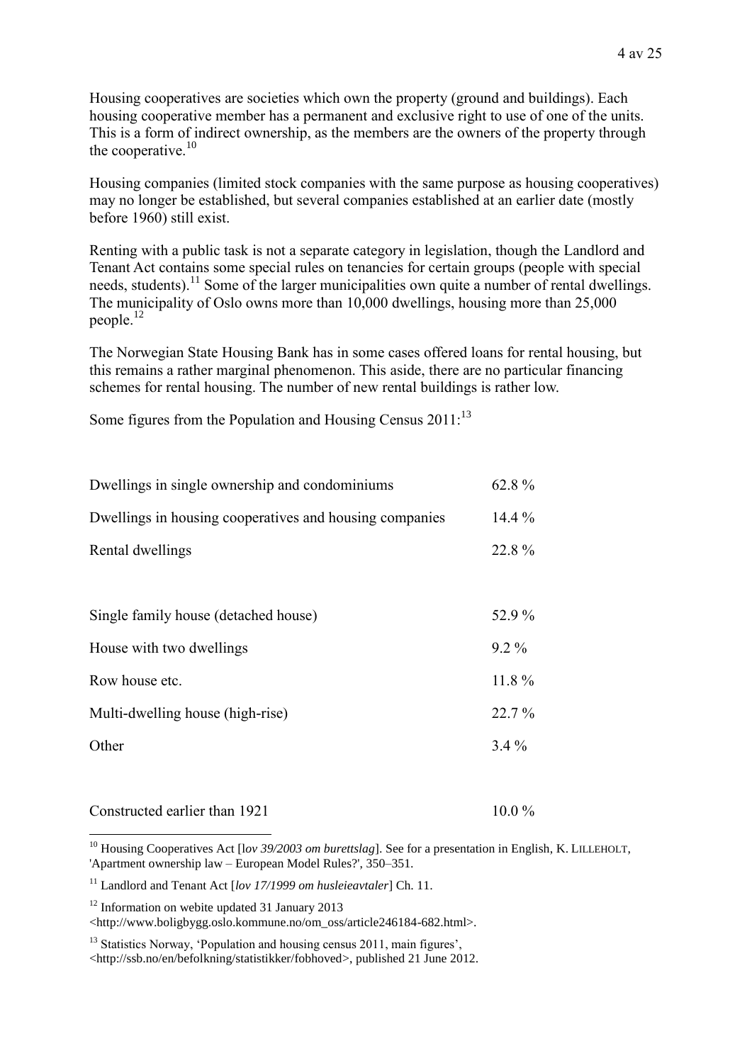Housing cooperatives are societies which own the property (ground and buildings). Each housing cooperative member has a permanent and exclusive right to use of one of the units. This is a form of indirect ownership, as the members are the owners of the property through the cooperative.[10]

Housing companies (limited stock companies with the same purpose as housing cooperatives) may no longer be established, but several companies established at an earlier date (mostly before 1960) still exist.

Renting with a public task is not a separate category in legislation, though the Landlord and Tenant Act contains some special rules on tenancies for certain groups (people with special needs, students).[11] Some of the larger municipalities own quite a number of rental dwellings. The municipality of Oslo owns more than 10,000 dwellings, housing more than 25,000 people.[12]

The Norwegian State Housing Bank has in some cases offered loans for rental housing, but this remains a rather marginal phenomenon. This aside, there are no particular financing schemes for rental housing. The number of new rental buildings is rather low.

Some figures from the Population and Housing Census 2011:[13]

| | |
|---|---|
| Dwellings in single ownership and condominiums | 62.8 % |
| Dwellings in housing cooperatives and housing companies | 14.4 % |
| Rental dwellings | 22.8 % |
| | |
| Single family house (detached house) | 52.9 % |
| House with two dwellings | 9.2 % |
| Row house etc. | 11.8 % |
| Multi-dwelling house (high-rise) | 22.7 % |
| Other | 3.4 % |
| | |
| Constructed earlier than 1921 | 10.0 % |

---

[10] Housing Cooperatives Act [*lov 39/2003 om burettslag*]. See for a presentation in English, K. LILLEHOLT, 'Apartment ownership law – European Model Rules?', 350–351.

[11] Landlord and Tenant Act [*lov 17/1999 om husleieavtaler*] Ch. 11.

[12] Information on webite updated 31 January 2013 <http://www.boligbygg.oslo.kommune.no/om_oss/article246184-682.html>.

[13] Statistics Norway, 'Population and housing census 2011, main figures', <http://ssb.no/en/befolkning/statistikker/fobhoved>, published 21 June 2012.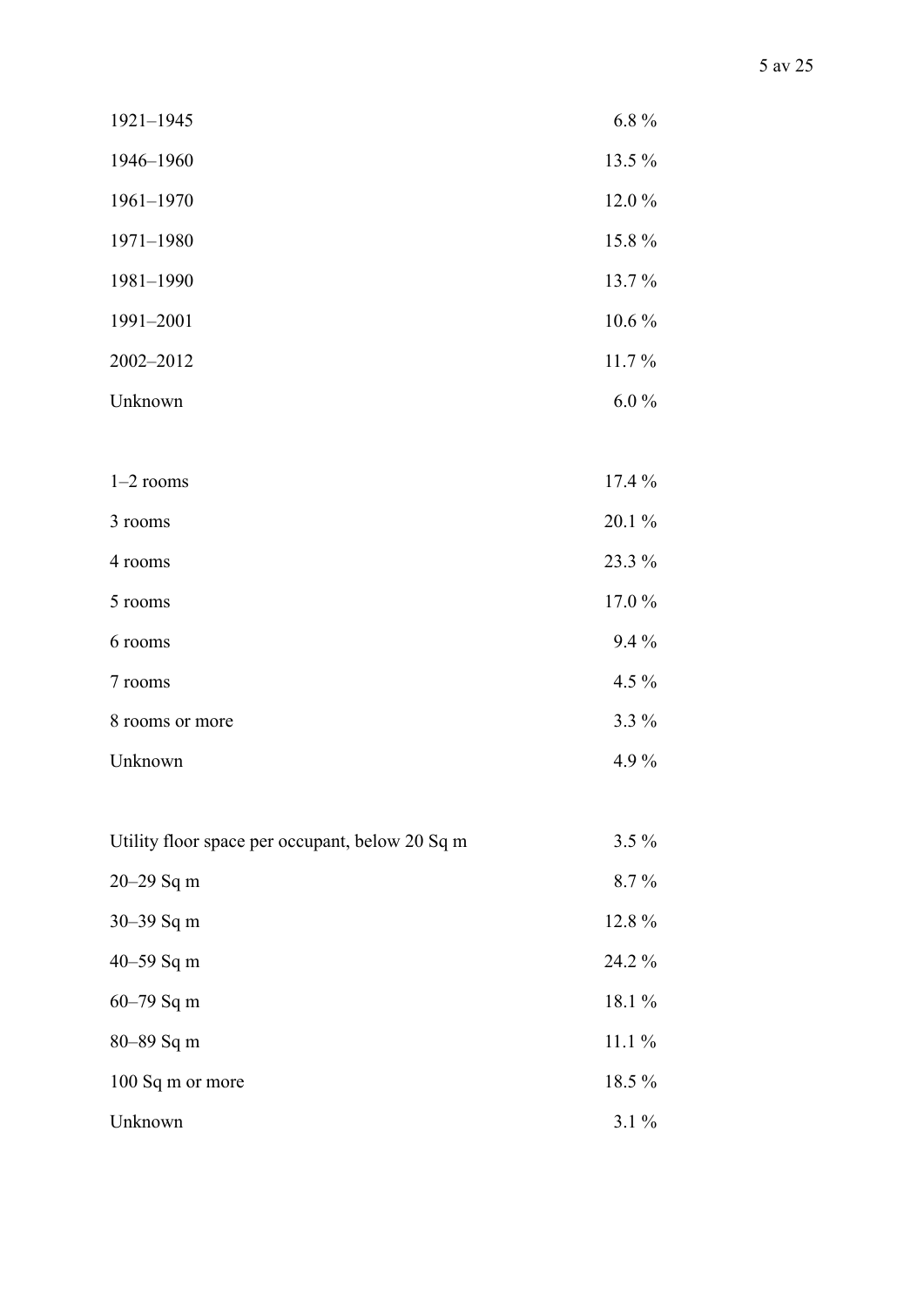| | |
|---|---|
| 1921–1945 | 6.8 % |
| 1946–1960 | 13.5 % |
| 1961–1970 | 12.0 % |
| 1971–1980 | 15.8 % |
| 1981–1990 | 13.7 % |
| 1991–2001 | 10.6 % |
| 2002–2012 | 11.7 % |
| Unknown | 6.0 % |

| | |
|---|---|
| 1–2 rooms | 17.4 % |
| 3 rooms | 20.1 % |
| 4 rooms | 23.3 % |
| 5 rooms | 17.0 % |
| 6 rooms | 9.4 % |
| 7 rooms | 4.5 % |
| 8 rooms or more | 3.3 % |
| Unknown | 4.9 % |

| | |
|---|---|
| Utility floor space per occupant, below 20 Sq m | 3.5 % |
| 20–29 Sq m | 8.7 % |
| 30–39 Sq m | 12.8 % |
| 40–59 Sq m | 24.2 % |
| 60–79 Sq m | 18.1 % |
| 80–89 Sq m | 11.1 % |
| 100 Sq m or more | 18.5 % |
| Unknown | 3.1 % |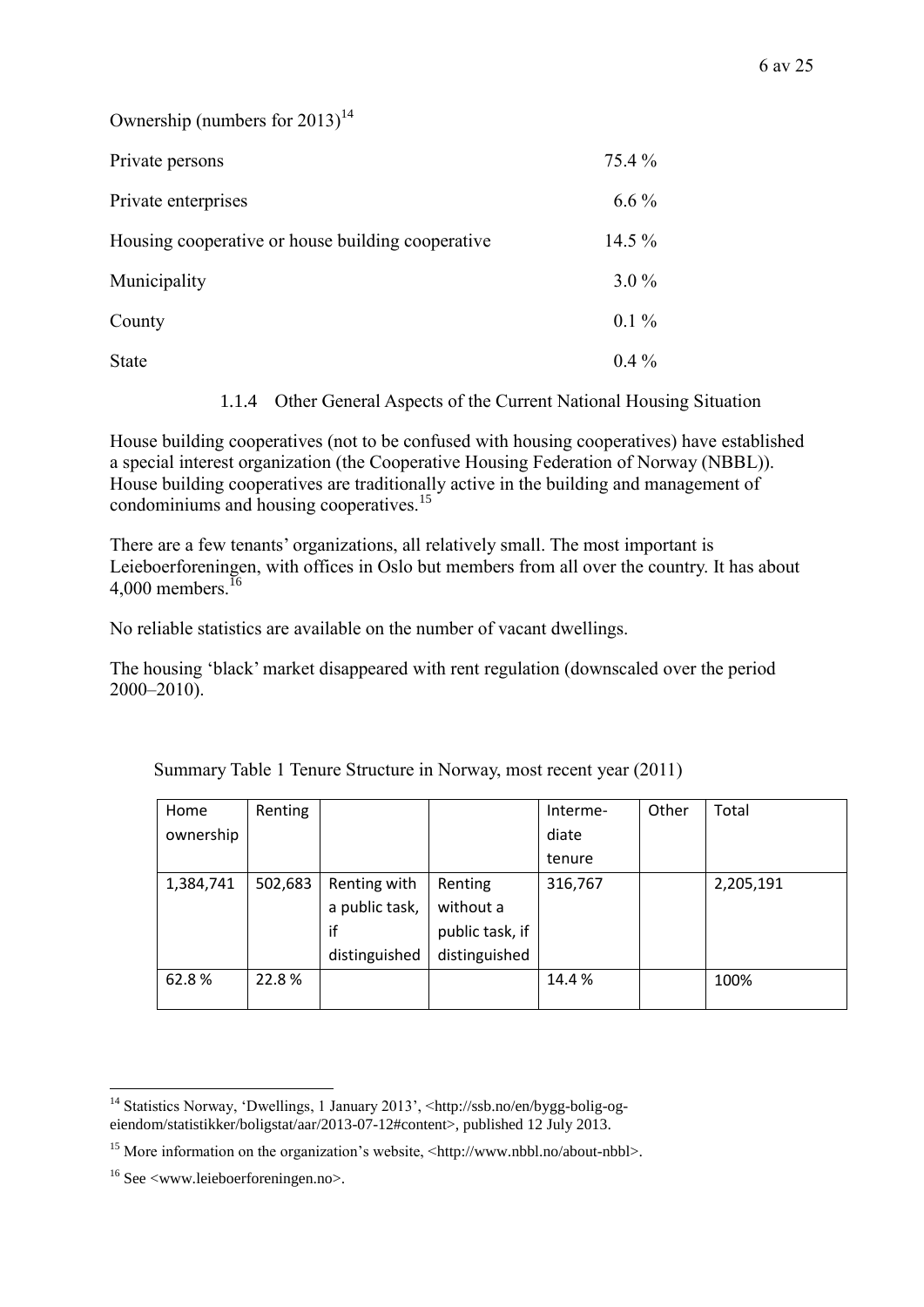Ownership (numbers for 2013)[14]

| | |
|---|---|
| Private persons | 75.4 % |
| Private enterprises | 6.6 % |
| Housing cooperative or house building cooperative | 14.5 % |
| Municipality | 3.0 % |
| County | 0.1 % |
| State | 0.4 % |

#### 1.1.4 Other General Aspects of the Current National Housing Situation

House building cooperatives (not to be confused with housing cooperatives) have established a special interest organization (the Cooperative Housing Federation of Norway (NBBL)). House building cooperatives are traditionally active in the building and management of condominiums and housing cooperatives.[15]

There are a few tenants' organizations, all relatively small. The most important is Leieboerforeningen, with offices in Oslo but members from all over the country. It has about 4,000 members.[16]

No reliable statistics are available on the number of vacant dwellings.

The housing 'black' market disappeared with rent regulation (downscaled over the period 2000–2010).

Summary Table 1 Tenure Structure in Norway, most recent year (2011)

| Home ownership | Renting | | | Intermediate tenure | Other | Total |
|---|---|---|---|---|---|---|
| 1,384,741 | 502,683 | Renting with a public task, if distinguished | Renting without a public task, if distinguished | 316,767 | | 2,205,191 |
| 62.8 % | 22.8 % | | | 14.4 % | | 100% |

---

[14] Statistics Norway, 'Dwellings, 1 January 2013', <http://ssb.no/en/bygg-bolig-og-eiendom/statistikker/boligstat/aar/2013-07-12#content>, published 12 July 2013.

[15] More information on the organization's website, <http://www.nbbl.no/about-nbbl>.

[16] See <www.leieboerforeningen.no>.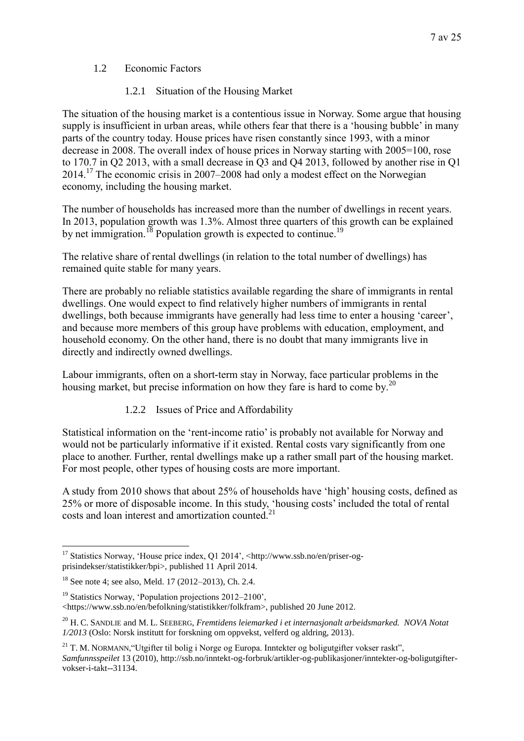## 1.2 Economic Factors

### 1.2.1 Situation of the Housing Market

The situation of the housing market is a contentious issue in Norway. Some argue that housing supply is insufficient in urban areas, while others fear that there is a 'housing bubble' in many parts of the country today. House prices have risen constantly since 1993, with a minor decrease in 2008. The overall index of house prices in Norway starting with 2005=100, rose to 170.7 in Q2 2013, with a small decrease in Q3 and Q4 2013, followed by another rise in Q1 2014.[17] The economic crisis in 2007–2008 had only a modest effect on the Norwegian economy, including the housing market.

The number of households has increased more than the number of dwellings in recent years. In 2013, population growth was 1.3%. Almost three quarters of this growth can be explained by net immigration.[18] Population growth is expected to continue.[19]

The relative share of rental dwellings (in relation to the total number of dwellings) has remained quite stable for many years.

There are probably no reliable statistics available regarding the share of immigrants in rental dwellings. One would expect to find relatively higher numbers of immigrants in rental dwellings, both because immigrants have generally had less time to enter a housing 'career', and because more members of this group have problems with education, employment, and household economy. On the other hand, there is no doubt that many immigrants live in directly and indirectly owned dwellings.

Labour immigrants, often on a short-term stay in Norway, face particular problems in the housing market, but precise information on how they fare is hard to come by.[20]

### 1.2.2 Issues of Price and Affordability

Statistical information on the 'rent-income ratio' is probably not available for Norway and would not be particularly informative if it existed. Rental costs vary significantly from one place to another. Further, rental dwellings make up a rather small part of the housing market. For most people, other types of housing costs are more important.

A study from 2010 shows that about 25% of households have 'high' housing costs, defined as 25% or more of disposable income. In this study, 'housing costs' included the total of rental costs and loan interest and amortization counted.[21]

---

[17] Statistics Norway, 'House price index, Q1 2014', <http://www.ssb.no/en/priser-og-prisindekser/statistikker/bpi>, published 11 April 2014.

[18] See note 4; see also, Meld. 17 (2012–2013), Ch. 2.4.

[19] Statistics Norway, 'Population projections 2012–2100', <https://www.ssb.no/en/befolkning/statistikker/folkfram>, published 20 June 2012.

[20] H. C. SANDLIE and M. L. SEEBERG, *Fremtidens leiemarked i et internasjonalt arbeidsmarked. NOVA Notat 1/2013* (Oslo: Norsk institutt for forskning om oppvekst, velferd og aldring, 2013).

[21] T. M. NORMANN,"Utgifter til bolig i Norge og Europa. Inntekter og boligutgifter vokser raskt", *Samfunnsspeilet* 13 (2010), http://ssb.no/inntekt-og-forbruk/artikler-og-publikasjoner/inntekter-og-boligutgifter-vokser-i-takt--31134.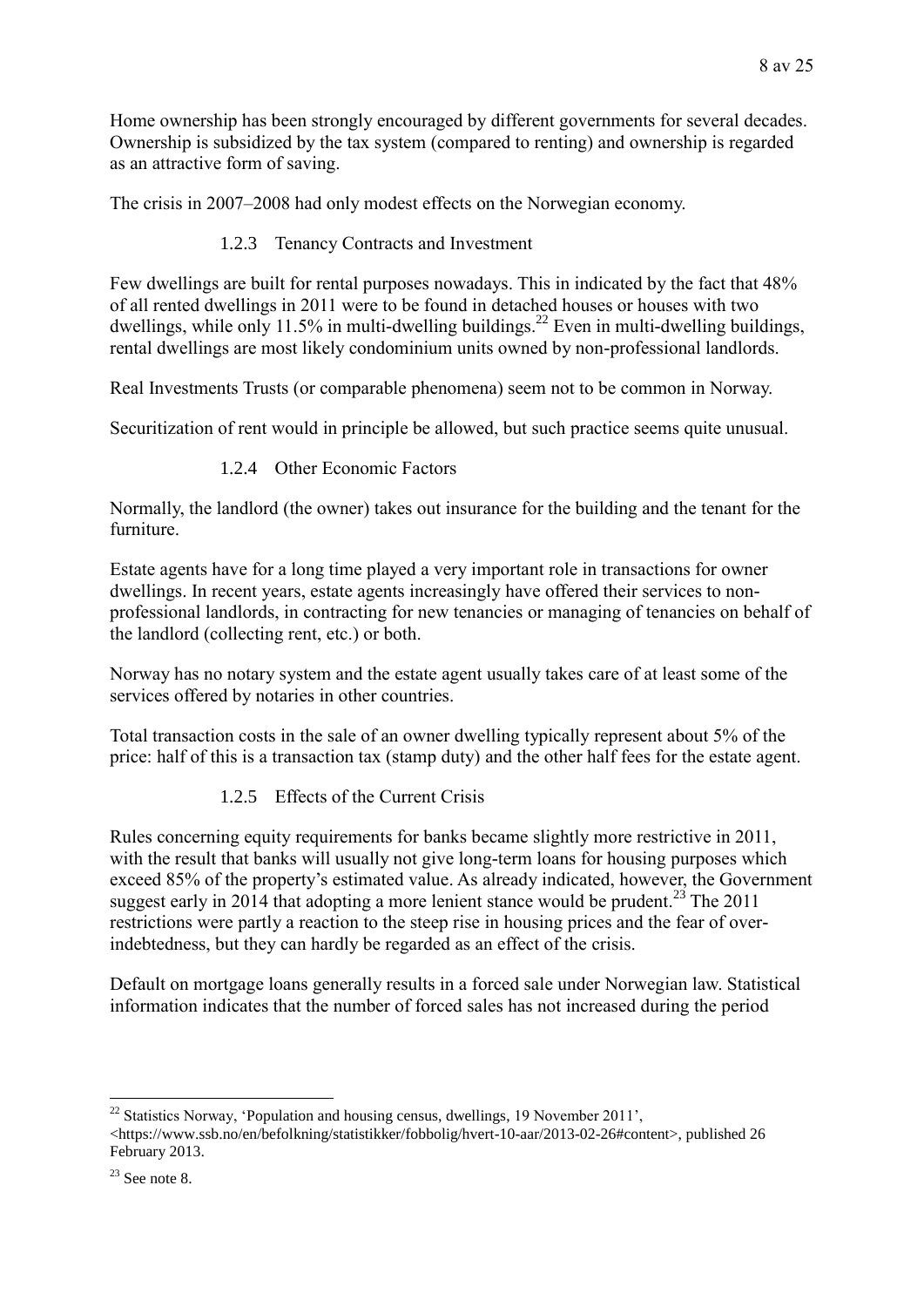Home ownership has been strongly encouraged by different governments for several decades. Ownership is subsidized by the tax system (compared to renting) and ownership is regarded as an attractive form of saving.

The crisis in 2007–2008 had only modest effects on the Norwegian economy.

### 1.2.3 Tenancy Contracts and Investment

Few dwellings are built for rental purposes nowadays. This in indicated by the fact that 48% of all rented dwellings in 2011 were to be found in detached houses or houses with two dwellings, while only 11.5% in multi-dwelling buildings.[22] Even in multi-dwelling buildings, rental dwellings are most likely condominium units owned by non-professional landlords.

Real Investments Trusts (or comparable phenomena) seem not to be common in Norway.

Securitization of rent would in principle be allowed, but such practice seems quite unusual.

### 1.2.4 Other Economic Factors

Normally, the landlord (the owner) takes out insurance for the building and the tenant for the furniture.

Estate agents have for a long time played a very important role in transactions for owner dwellings. In recent years, estate agents increasingly have offered their services to non-professional landlords, in contracting for new tenancies or managing of tenancies on behalf of the landlord (collecting rent, etc.) or both.

Norway has no notary system and the estate agent usually takes care of at least some of the services offered by notaries in other countries.

Total transaction costs in the sale of an owner dwelling typically represent about 5% of the price: half of this is a transaction tax (stamp duty) and the other half fees for the estate agent.

### 1.2.5 Effects of the Current Crisis

Rules concerning equity requirements for banks became slightly more restrictive in 2011, with the result that banks will usually not give long-term loans for housing purposes which exceed 85% of the property's estimated value. As already indicated, however, the Government suggest early in 2014 that adopting a more lenient stance would be prudent.[23] The 2011 restrictions were partly a reaction to the steep rise in housing prices and the fear of over-indebtedness, but they can hardly be regarded as an effect of the crisis.

Default on mortgage loans generally results in a forced sale under Norwegian law. Statistical information indicates that the number of forced sales has not increased during the period

---

[22] Statistics Norway, 'Population and housing census, dwellings, 19 November 2011', <https://www.ssb.no/en/befolkning/statistikker/fobbolig/hvert-10-aar/2013-02-26#content>, published 26 February 2013.

[23] See note 8.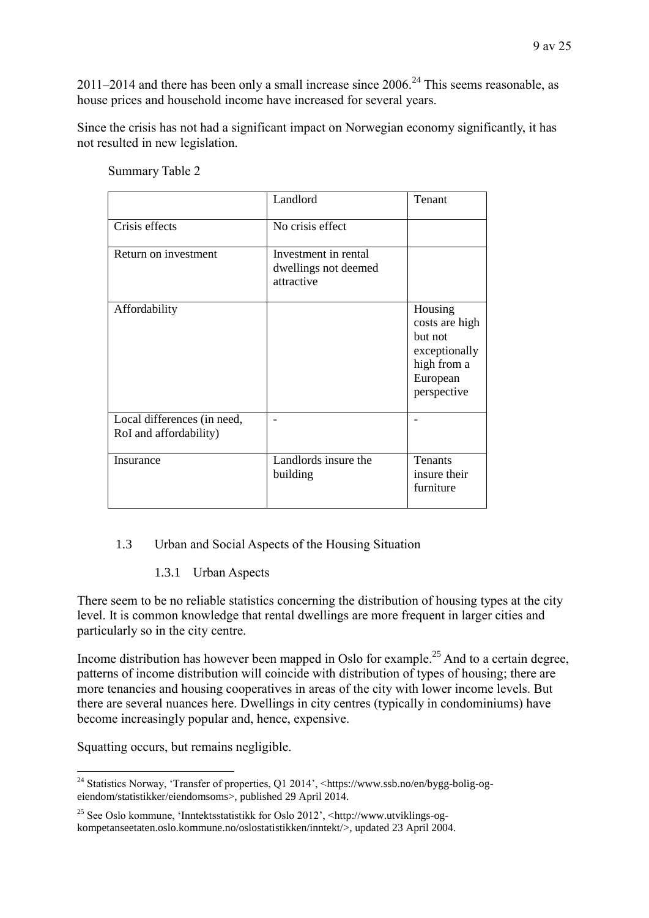2011–2014 and there has been only a small increase since 2006.[24] This seems reasonable, as house prices and household income have increased for several years.

Since the crisis has not had a significant impact on Norwegian economy significantly, it has not resulted in new legislation.

Summary Table 2

| | Landlord | Tenant |
|---|---|---|
| Crisis effects | No crisis effect | |
| Return on investment | Investment in rental dwellings not deemed attractive | |
| Affordability | | Housing costs are high but not exceptionally high from a European perspective |
| Local differences (in need, RoI and affordability) | - | - |
| Insurance | Landlords insure the building | Tenants insure their furniture |

## 1.3 Urban and Social Aspects of the Housing Situation

### 1.3.1 Urban Aspects

There seem to be no reliable statistics concerning the distribution of housing types at the city level. It is common knowledge that rental dwellings are more frequent in larger cities and particularly so in the city centre.

Income distribution has however been mapped in Oslo for example.[25] And to a certain degree, patterns of income distribution will coincide with distribution of types of housing; there are more tenancies and housing cooperatives in areas of the city with lower income levels. But there are several nuances here. Dwellings in city centres (typically in condominiums) have become increasingly popular and, hence, expensive.

Squatting occurs, but remains negligible.

---

[24] Statistics Norway, 'Transfer of properties, Q1 2014', <https://www.ssb.no/en/bygg-bolig-og-eiendom/statistikker/eiendomsoms>, published 29 April 2014.

[25] See Oslo kommune, 'Inntektsstatistikk for Oslo 2012', <http://www.utviklings-og-kompetanseetaten.oslo.kommune.no/oslostatistikken/inntekt/>, updated 23 April 2004.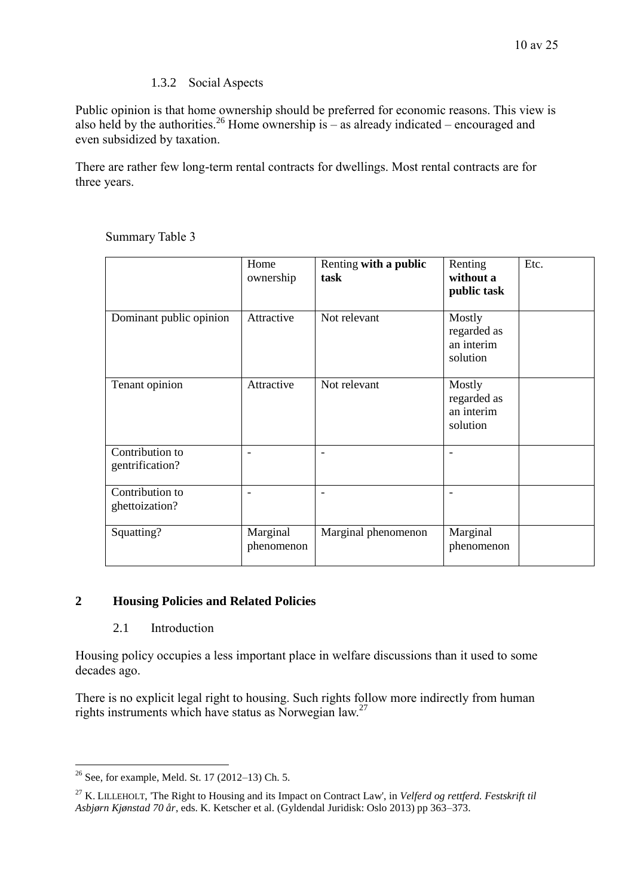### 1.3.2 Social Aspects

Public opinion is that home ownership should be preferred for economic reasons. This view is also held by the authorities.[26] Home ownership is – as already indicated – encouraged and even subsidized by taxation.

There are rather few long-term rental contracts for dwellings. Most rental contracts are for three years.

Summary Table 3

| | Home ownership | Renting **with a public task** | Renting **without a public task** | Etc. |
|---|---|---|---|---|
| Dominant public opinion | Attractive | Not relevant | Mostly regarded as an interim solution | |
| Tenant opinion | Attractive | Not relevant | Mostly regarded as an interim solution | |
| Contribution to gentrification? | - | - | - | |
| Contribution to ghettoization? | - | - | - | |
| Squatting? | Marginal phenomenon | Marginal phenomenon | Marginal phenomenon | |

## 2 Housing Policies and Related Policies

### 2.1 Introduction

Housing policy occupies a less important place in welfare discussions than it used to some decades ago.

There is no explicit legal right to housing. Such rights follow more indirectly from human rights instruments which have status as Norwegian law.[27]

---

[26] See, for example, Meld. St. 17 (2012–13) Ch. 5.

[27] K. LILLEHOLT, 'The Right to Housing and its Impact on Contract Law', in *Velferd og rettferd. Festskrift til Asbjørn Kjønstad 70 år*, eds. K. Ketscher et al. (Gyldendal Juridisk: Oslo 2013) pp 363–373.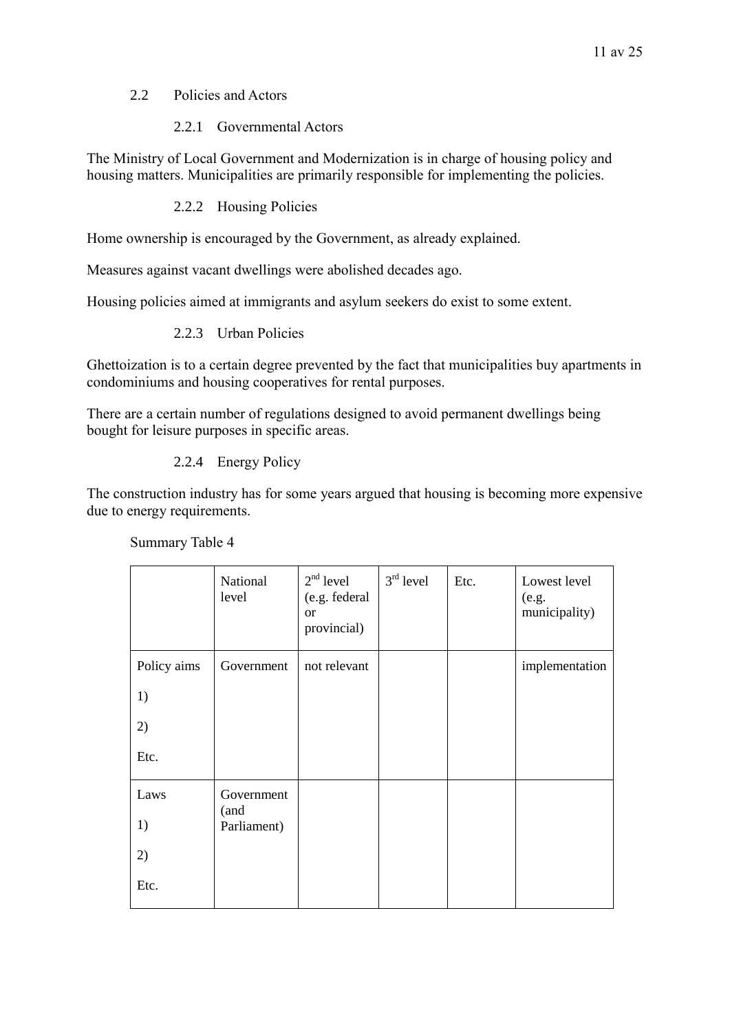## 2.2 Policies and Actors

### 2.2.1 Governmental Actors

The Ministry of Local Government and Modernization is in charge of housing policy and housing matters. Municipalities are primarily responsible for implementing the policies.

### 2.2.2 Housing Policies

Home ownership is encouraged by the Government, as already explained.

Measures against vacant dwellings were abolished decades ago.

Housing policies aimed at immigrants and asylum seekers do exist to some extent.

### 2.2.3 Urban Policies

Ghettoization is to a certain degree prevented by the fact that municipalities buy apartments in condominiums and housing cooperatives for rental purposes.

There are a certain number of regulations designed to avoid permanent dwellings being bought for leisure purposes in specific areas.

### 2.2.4 Energy Policy

The construction industry has for some years argued that housing is becoming more expensive due to energy requirements.

Summary Table 4

| | National level | 2nd level (e.g. federal or provincial) | 3rd level | Etc. | Lowest level (e.g. municipality) |
|---|---|---|---|---|---|
| Policy aims<br>1)<br>2)<br>Etc. | Government | not relevant | | | implementation |
| Laws<br>1)<br>2)<br>Etc. | Government (and Parliament) | | | | |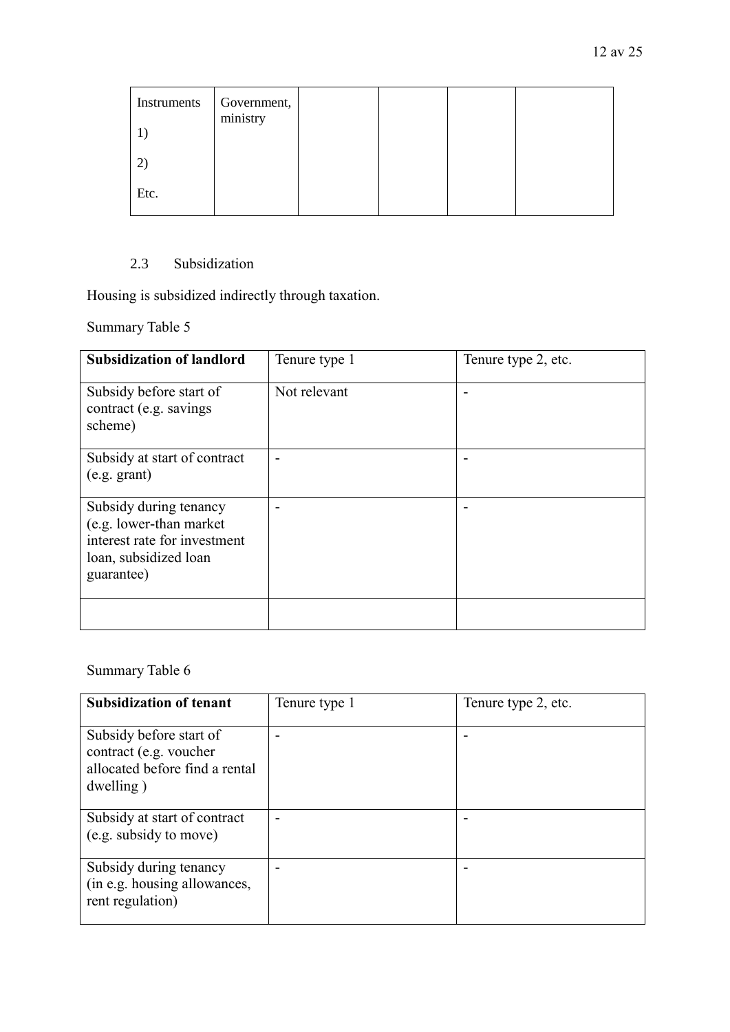| Instruments<br><br>1)<br><br>2)<br><br>Etc. | Government, ministry | | | | |
|---|---|---|---|---|---|

### 2.3 Subsidization

Housing is subsidized indirectly through taxation.

Summary Table 5

| **Subsidization of landlord** | Tenure type 1 | Tenure type 2, etc. |
|---|---|---|
| Subsidy before start of contract (e.g. savings scheme) | Not relevant | - |
| Subsidy at start of contract (e.g. grant) | - | - |
| Subsidy during tenancy (e.g. lower-than market interest rate for investment loan, subsidized loan guarantee) | - | - |
| | | |

Summary Table 6

| **Subsidization of tenant** | Tenure type 1 | Tenure type 2, etc. |
|---|---|---|
| Subsidy before start of contract (e.g. voucher allocated before find a rental dwelling ) | - | - |
| Subsidy at start of contract (e.g. subsidy to move) | - | - |
| Subsidy during tenancy (in e.g. housing allowances, rent regulation) | - | - |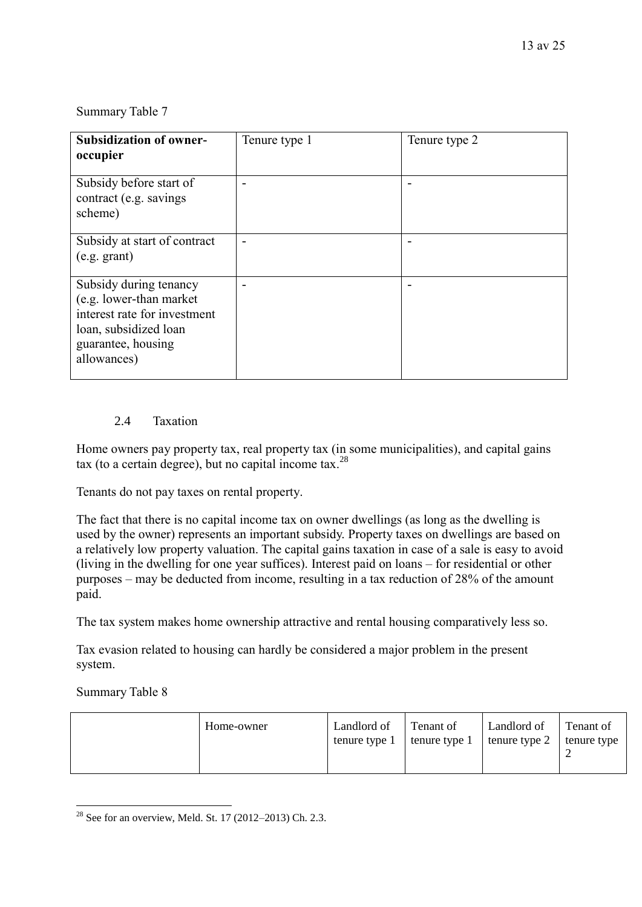Summary Table 7

| **Subsidization of owner-occupier** | Tenure type 1 | Tenure type 2 |
|---|---|---|
| Subsidy before start of contract (e.g. savings scheme) | - | - |
| Subsidy at start of contract (e.g. grant) | - | - |
| Subsidy during tenancy (e.g. lower-than market interest rate for investment loan, subsidized loan guarantee, housing allowances) | - | - |

### 2.4 Taxation

Home owners pay property tax, real property tax (in some municipalities), and capital gains tax (to a certain degree), but no capital income tax.[28]

Tenants do not pay taxes on rental property.

The fact that there is no capital income tax on owner dwellings (as long as the dwelling is used by the owner) represents an important subsidy. Property taxes on dwellings are based on a relatively low property valuation. The capital gains taxation in case of a sale is easy to avoid (living in the dwelling for one year suffices). Interest paid on loans – for residential or other purposes – may be deducted from income, resulting in a tax reduction of 28% of the amount paid.

The tax system makes home ownership attractive and rental housing comparatively less so.

Tax evasion related to housing can hardly be considered a major problem in the present system.

Summary Table 8

| | Home-owner | Landlord of tenure type 1 | Tenant of tenure type 1 | Landlord of tenure type 2 | Tenant of tenure type 2 |
|---|---|---|---|---|---|

[28] See for an overview, Meld. St. 17 (2012–2013) Ch. 2.3.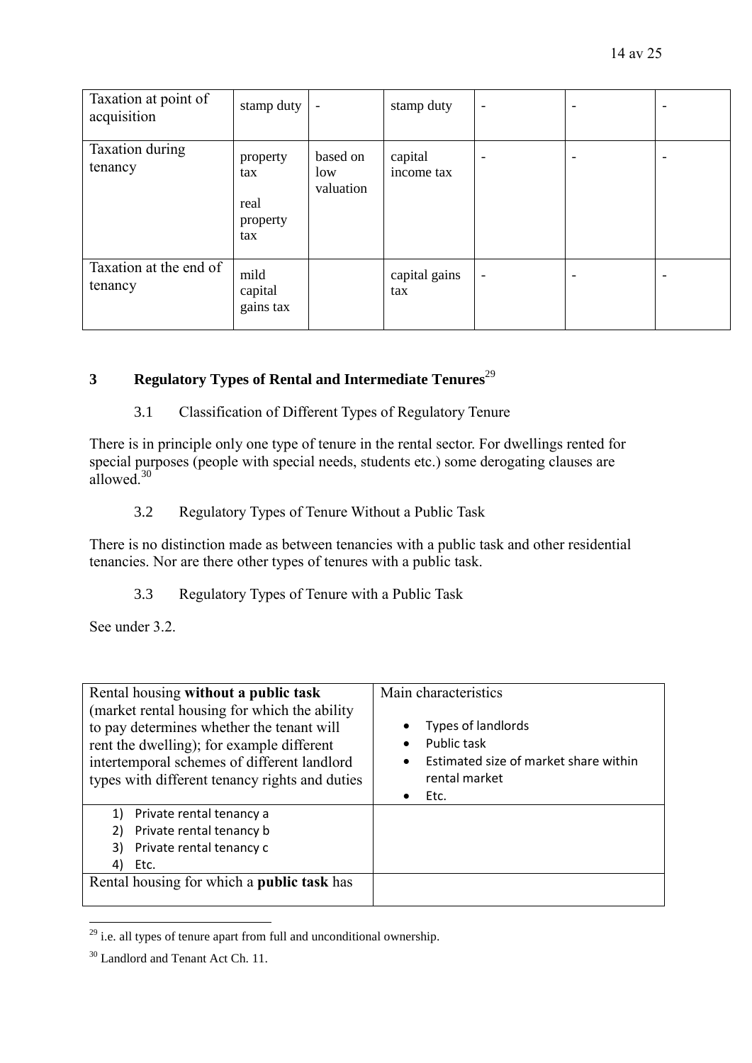| Taxation at point of acquisition | stamp duty | - | stamp duty | - | - | - |
|---|---|---|---|---|---|---|
| Taxation during tenancy | property tax<br><br>real property tax | based on low valuation | capital income tax | - | - | - |
| Taxation at the end of tenancy | mild capital gains tax | | capital gains tax | - | - | - |

## 3 Regulatory Types of Rental and Intermediate Tenures[29]

### 3.1 Classification of Different Types of Regulatory Tenure

There is in principle only one type of tenure in the rental sector. For dwellings rented for special purposes (people with special needs, students etc.) some derogating clauses are allowed.[30]

### 3.2 Regulatory Types of Tenure Without a Public Task

There is no distinction made as between tenancies with a public task and other residential tenancies. Nor are there other types of tenures with a public task.

### 3.3 Regulatory Types of Tenure with a Public Task

See under 3.2.

| Rental housing **without a public task** (market rental housing for which the ability to pay determines whether the tenant will rent the dwelling); for example different intertemporal schemes of different landlord types with different tenancy rights and duties | Main characteristics<br>• Types of landlords<br>• Public task<br>• Estimated size of market share within rental market<br>• Etc. |
|---|---|
| 1) Private rental tenancy a<br>2) Private rental tenancy b<br>3) Private rental tenancy c<br>4) Etc. | |
| Rental housing for which a **public task** has | |

[29] i.e. all types of tenure apart from full and unconditional ownership.

[30] Landlord and Tenant Act Ch. 11.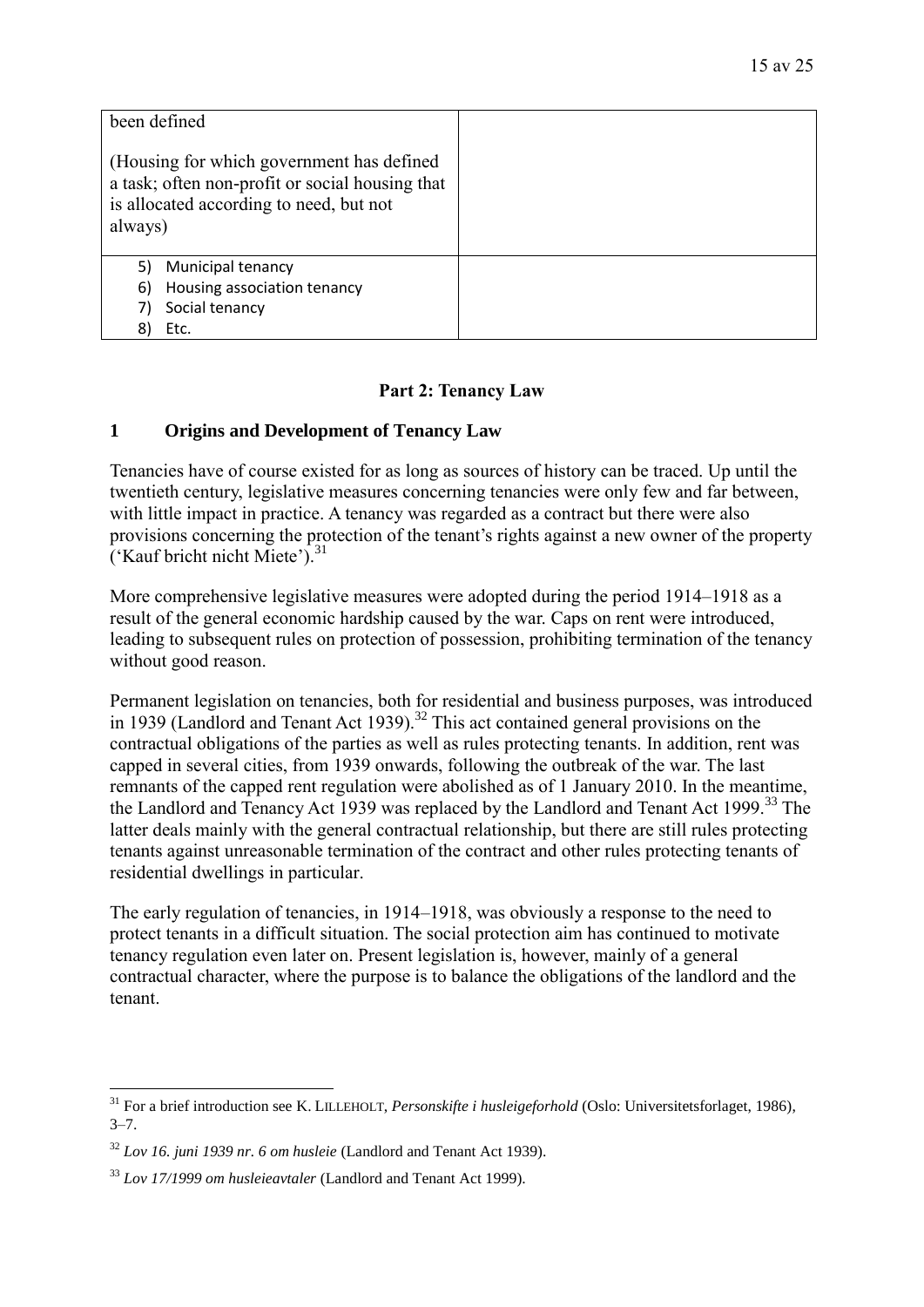| been defined<br><br>(Housing for which government has defined a task; often non-profit or social housing that is allocated according to need, but not always) | |
|---|---|
| 5) Municipal tenancy<br>6) Housing association tenancy<br>7) Social tenancy<br>8) Etc. | |

## Part 2: Tenancy Law

### 1 Origins and Development of Tenancy Law

Tenancies have of course existed for as long as sources of history can be traced. Up until the twentieth century, legislative measures concerning tenancies were only few and far between, with little impact in practice. A tenancy was regarded as a contract but there were also provisions concerning the protection of the tenant's rights against a new owner of the property ('Kauf bricht nicht Miete').[31]

More comprehensive legislative measures were adopted during the period 1914–1918 as a result of the general economic hardship caused by the war. Caps on rent were introduced, leading to subsequent rules on protection of possession, prohibiting termination of the tenancy without good reason.

Permanent legislation on tenancies, both for residential and business purposes, was introduced in 1939 (Landlord and Tenant Act 1939).[32] This act contained general provisions on the contractual obligations of the parties as well as rules protecting tenants. In addition, rent was capped in several cities, from 1939 onwards, following the outbreak of the war. The last remnants of the capped rent regulation were abolished as of 1 January 2010. In the meantime, the Landlord and Tenancy Act 1939 was replaced by the Landlord and Tenant Act 1999.[33] The latter deals mainly with the general contractual relationship, but there are still rules protecting tenants against unreasonable termination of the contract and other rules protecting tenants of residential dwellings in particular.

The early regulation of tenancies, in 1914–1918, was obviously a response to the need to protect tenants in a difficult situation. The social protection aim has continued to motivate tenancy regulation even later on. Present legislation is, however, mainly of a general contractual character, where the purpose is to balance the obligations of the landlord and the tenant.

---

[31] For a brief introduction see K. LILLEHOLT, *Personskifte i husleigeforhold* (Oslo: Universitetsforlaget, 1986), 3–7.

[32] *Lov 16. juni 1939 nr. 6 om husleie* (Landlord and Tenant Act 1939).

[33] *Lov 17/1999 om husleieavtaler* (Landlord and Tenant Act 1999).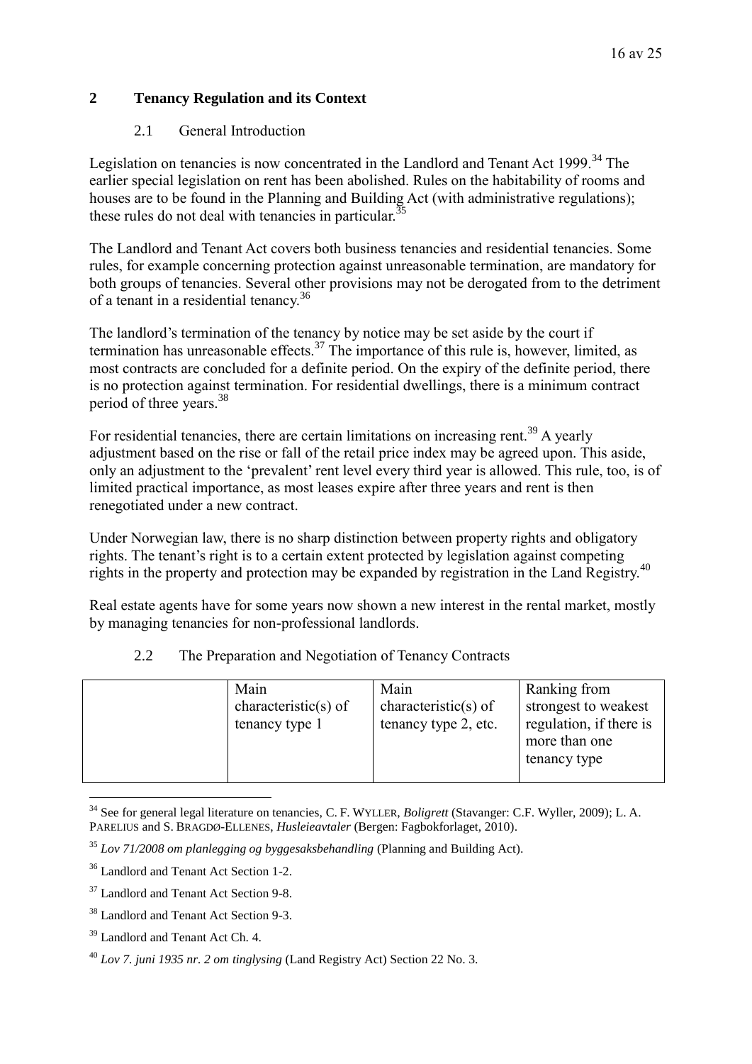## 2 Tenancy Regulation and its Context

### 2.1 General Introduction

Legislation on tenancies is now concentrated in the Landlord and Tenant Act 1999.[34] The earlier special legislation on rent has been abolished. Rules on the habitability of rooms and houses are to be found in the Planning and Building Act (with administrative regulations); these rules do not deal with tenancies in particular.[35]

The Landlord and Tenant Act covers both business tenancies and residential tenancies. Some rules, for example concerning protection against unreasonable termination, are mandatory for both groups of tenancies. Several other provisions may not be derogated from to the detriment of a tenant in a residential tenancy.[36]

The landlord's termination of the tenancy by notice may be set aside by the court if termination has unreasonable effects.[37] The importance of this rule is, however, limited, as most contracts are concluded for a definite period. On the expiry of the definite period, there is no protection against termination. For residential dwellings, there is a minimum contract period of three years.[38]

For residential tenancies, there are certain limitations on increasing rent.[39] A yearly adjustment based on the rise or fall of the retail price index may be agreed upon. This aside, only an adjustment to the 'prevalent' rent level every third year is allowed. This rule, too, is of limited practical importance, as most leases expire after three years and rent is then renegotiated under a new contract.

Under Norwegian law, there is no sharp distinction between property rights and obligatory rights. The tenant's right is to a certain extent protected by legislation against competing rights in the property and protection may be expanded by registration in the Land Registry.[40]

Real estate agents have for some years now shown a new interest in the rental market, mostly by managing tenancies for non-professional landlords.

### 2.2 The Preparation and Negotiation of Tenancy Contracts

| | Main characteristic(s) of tenancy type 1 | Main characteristic(s) of tenancy type 2, etc. | Ranking from strongest to weakest regulation, if there is more than one tenancy type |
|---|---|---|---|

[34] See for general legal literature on tenancies, C. F. WYLLER, *Boligrett* (Stavanger: C.F. Wyller, 2009); L. A. PARELIUS and S. BRAGDØ-ELLENES, *Husleieavtaler* (Bergen: Fagbokforlaget, 2010).

[35] *Lov 71/2008 om planlegging og byggesaksbehandling* (Planning and Building Act).

[36] Landlord and Tenant Act Section 1-2.

[37] Landlord and Tenant Act Section 9-8.

[38] Landlord and Tenant Act Section 9-3.

[39] Landlord and Tenant Act Ch. 4.

[40] *Lov 7. juni 1935 nr. 2 om tinglysing* (Land Registry Act) Section 22 No. 3.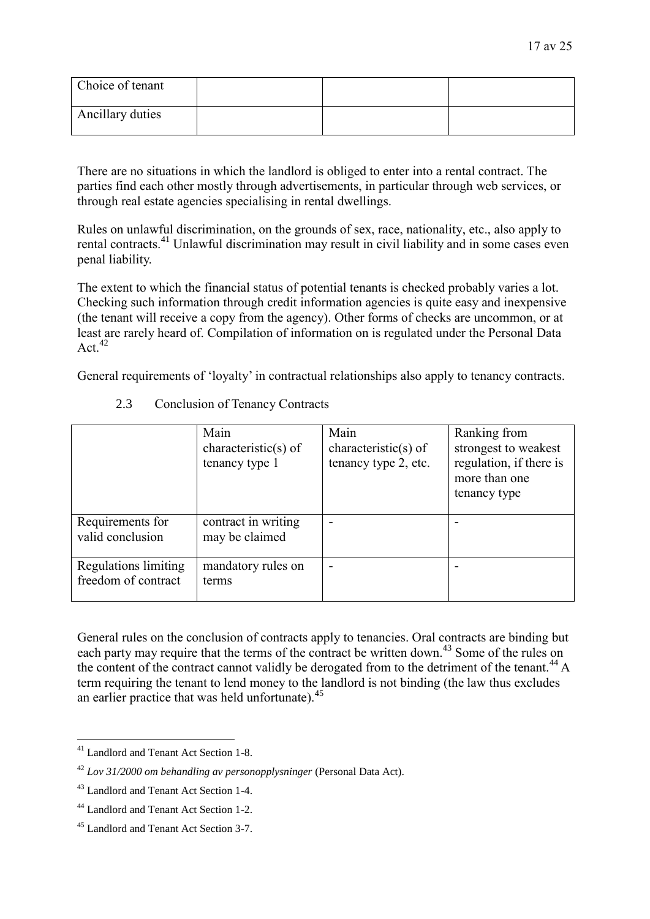| Choice of tenant | | | |
| --- | --- | --- | --- |
| Ancillary duties | | | |

There are no situations in which the landlord is obliged to enter into a rental contract. The parties find each other mostly through advertisements, in particular through web services, or through real estate agencies specialising in rental dwellings.

Rules on unlawful discrimination, on the grounds of sex, race, nationality, etc., also apply to rental contracts.[41] Unlawful discrimination may result in civil liability and in some cases even penal liability.

The extent to which the financial status of potential tenants is checked probably varies a lot. Checking such information through credit information agencies is quite easy and inexpensive (the tenant will receive a copy from the agency). Other forms of checks are uncommon, or at least are rarely heard of. Compilation of information on is regulated under the Personal Data Act.[42]

General requirements of 'loyalty' in contractual relationships also apply to tenancy contracts.

### 2.3 Conclusion of Tenancy Contracts

| | Main characteristic(s) of tenancy type 1 | Main characteristic(s) of tenancy type 2, etc. | Ranking from strongest to weakest regulation, if there is more than one tenancy type |
| --- | --- | --- | --- |
| Requirements for valid conclusion | contract in writing may be claimed | - | - |
| Regulations limiting freedom of contract | mandatory rules on terms | - | - |

General rules on the conclusion of contracts apply to tenancies. Oral contracts are binding but each party may require that the terms of the contract be written down.[43] Some of the rules on the content of the contract cannot validly be derogated from to the detriment of the tenant.[44] A term requiring the tenant to lend money to the landlord is not binding (the law thus excludes an earlier practice that was held unfortunate).[45]

[41] Landlord and Tenant Act Section 1-8.

[42] *Lov 31/2000 om behandling av personopplysninger* (Personal Data Act).

[43] Landlord and Tenant Act Section 1-4.

[44] Landlord and Tenant Act Section 1-2.

[45] Landlord and Tenant Act Section 3-7.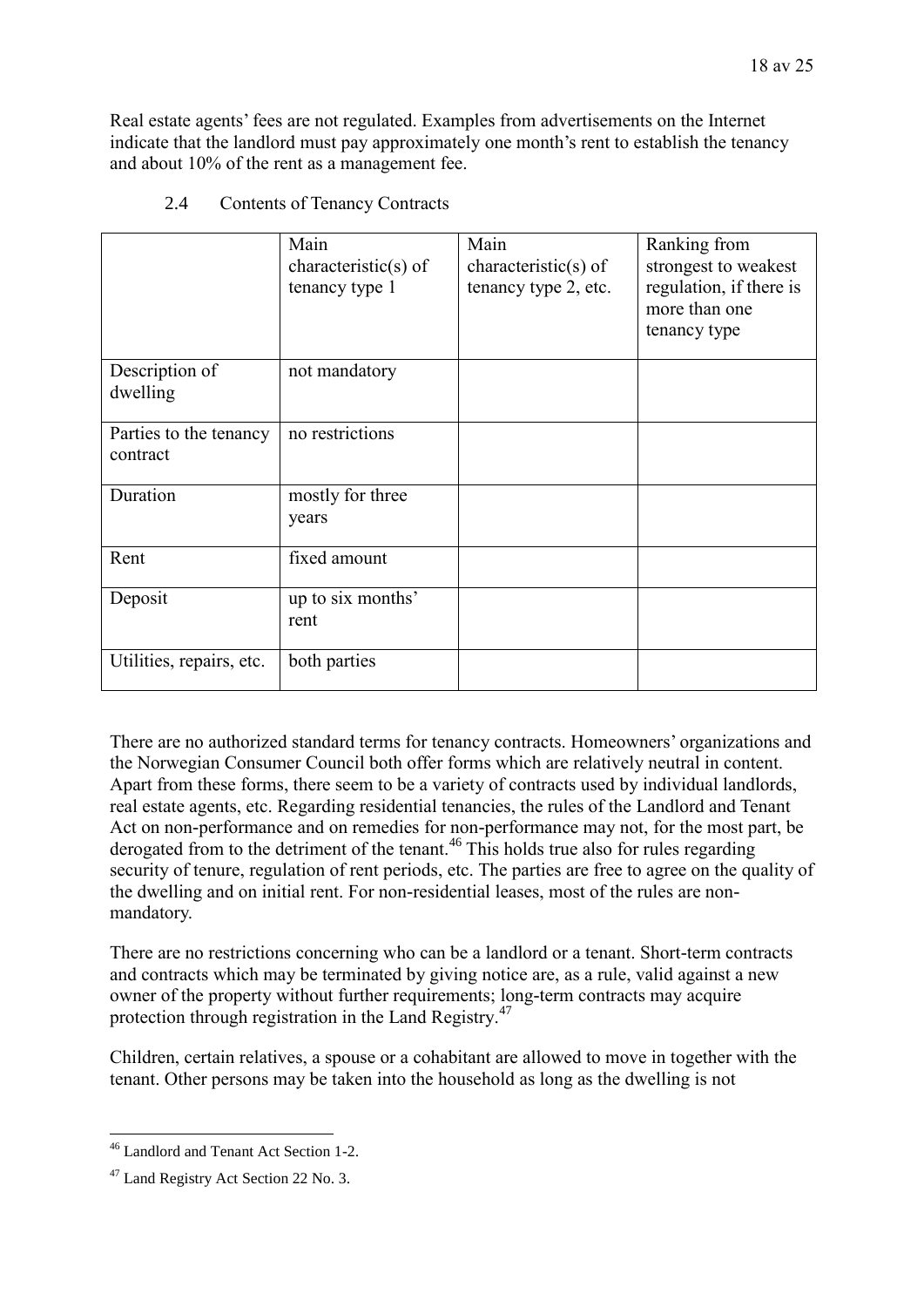Real estate agents' fees are not regulated. Examples from advertisements on the Internet indicate that the landlord must pay approximately one month's rent to establish the tenancy and about 10% of the rent as a management fee.

## 2.4 Contents of Tenancy Contracts

| | Main characteristic(s) of tenancy type 1 | Main characteristic(s) of tenancy type 2, etc. | Ranking from strongest to weakest regulation, if there is more than one tenancy type |
|---|---|---|---|
| Description of dwelling | not mandatory | | |
| Parties to the tenancy contract | no restrictions | | |
| Duration | mostly for three years | | |
| Rent | fixed amount | | |
| Deposit | up to six months' rent | | |
| Utilities, repairs, etc. | both parties | | |

There are no authorized standard terms for tenancy contracts. Homeowners' organizations and the Norwegian Consumer Council both offer forms which are relatively neutral in content. Apart from these forms, there seem to be a variety of contracts used by individual landlords, real estate agents, etc. Regarding residential tenancies, the rules of the Landlord and Tenant Act on non-performance and on remedies for non-performance may not, for the most part, be derogated from to the detriment of the tenant.[46] This holds true also for rules regarding security of tenure, regulation of rent periods, etc. The parties are free to agree on the quality of the dwelling and on initial rent. For non-residential leases, most of the rules are non-mandatory.

There are no restrictions concerning who can be a landlord or a tenant. Short-term contracts and contracts which may be terminated by giving notice are, as a rule, valid against a new owner of the property without further requirements; long-term contracts may acquire protection through registration in the Land Registry.[47]

Children, certain relatives, a spouse or a cohabitant are allowed to move in together with the tenant. Other persons may be taken into the household as long as the dwelling is not

---

[46] Landlord and Tenant Act Section 1-2.

[47] Land Registry Act Section 22 No. 3.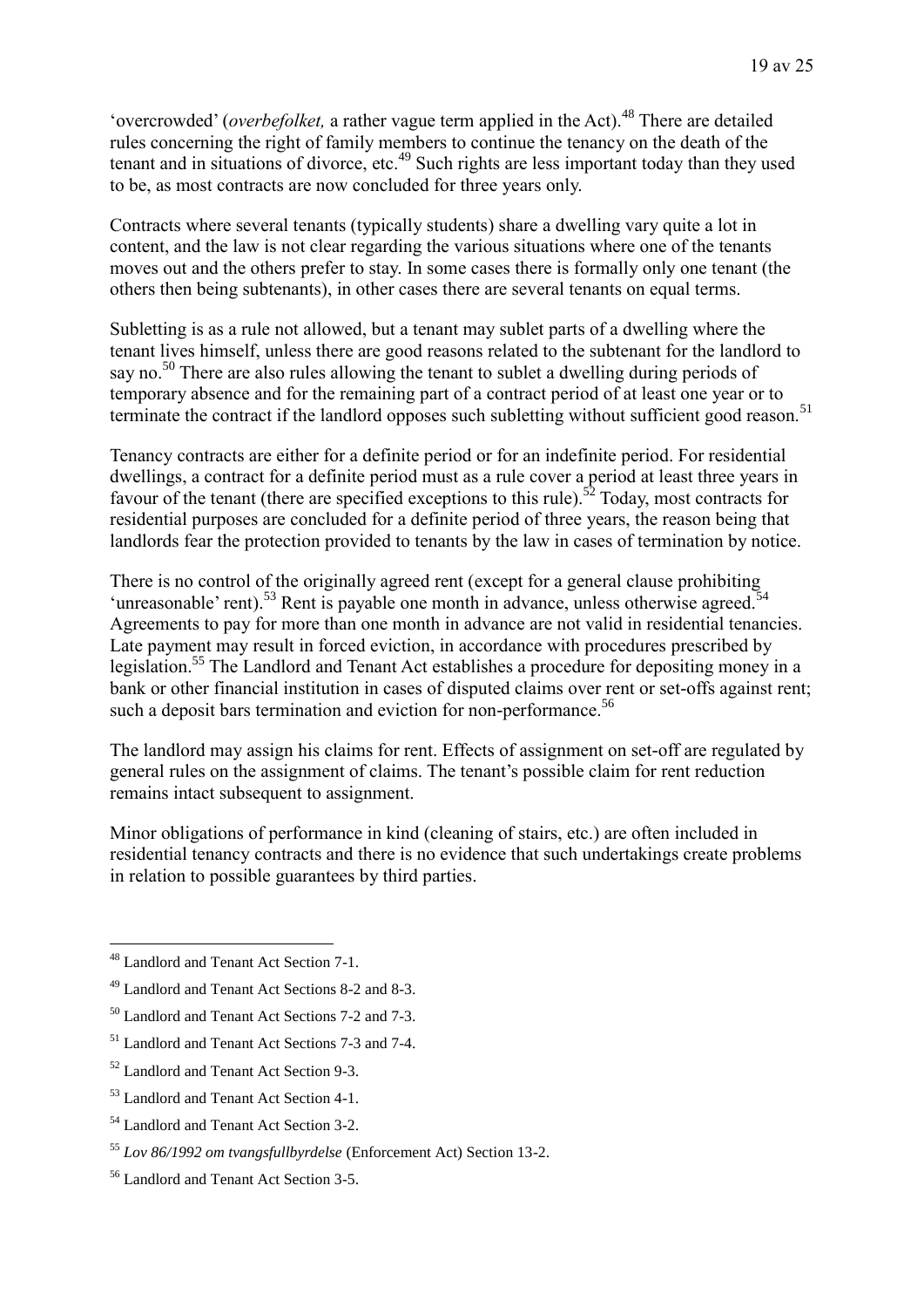'overcrowded' (*overbefolket,* a rather vague term applied in the Act).[48] There are detailed rules concerning the right of family members to continue the tenancy on the death of the tenant and in situations of divorce, etc.[49] Such rights are less important today than they used to be, as most contracts are now concluded for three years only.

Contracts where several tenants (typically students) share a dwelling vary quite a lot in content, and the law is not clear regarding the various situations where one of the tenants moves out and the others prefer to stay. In some cases there is formally only one tenant (the others then being subtenants), in other cases there are several tenants on equal terms.

Subletting is as a rule not allowed, but a tenant may sublet parts of a dwelling where the tenant lives himself, unless there are good reasons related to the subtenant for the landlord to say no.[50] There are also rules allowing the tenant to sublet a dwelling during periods of temporary absence and for the remaining part of a contract period of at least one year or to terminate the contract if the landlord opposes such subletting without sufficient good reason.[51]

Tenancy contracts are either for a definite period or for an indefinite period. For residential dwellings, a contract for a definite period must as a rule cover a period at least three years in favour of the tenant (there are specified exceptions to this rule).[52] Today, most contracts for residential purposes are concluded for a definite period of three years, the reason being that landlords fear the protection provided to tenants by the law in cases of termination by notice.

There is no control of the originally agreed rent (except for a general clause prohibiting 'unreasonable' rent).[53] Rent is payable one month in advance, unless otherwise agreed.[54] Agreements to pay for more than one month in advance are not valid in residential tenancies. Late payment may result in forced eviction, in accordance with procedures prescribed by legislation.[55] The Landlord and Tenant Act establishes a procedure for depositing money in a bank or other financial institution in cases of disputed claims over rent or set-offs against rent; such a deposit bars termination and eviction for non-performance.[56]

The landlord may assign his claims for rent. Effects of assignment on set-off are regulated by general rules on the assignment of claims. The tenant's possible claim for rent reduction remains intact subsequent to assignment.

Minor obligations of performance in kind (cleaning of stairs, etc.) are often included in residential tenancy contracts and there is no evidence that such undertakings create problems in relation to possible guarantees by third parties.

---

[48] Landlord and Tenant Act Section 7-1.

[49] Landlord and Tenant Act Sections 8-2 and 8-3.

[50] Landlord and Tenant Act Sections 7-2 and 7-3.

[51] Landlord and Tenant Act Sections 7-3 and 7-4.

[52] Landlord and Tenant Act Section 9-3.

[53] Landlord and Tenant Act Section 4-1.

[54] Landlord and Tenant Act Section 3-2.

[55] *Lov 86/1992 om tvangsfullbyrdelse* (Enforcement Act) Section 13-2.

[56] Landlord and Tenant Act Section 3-5.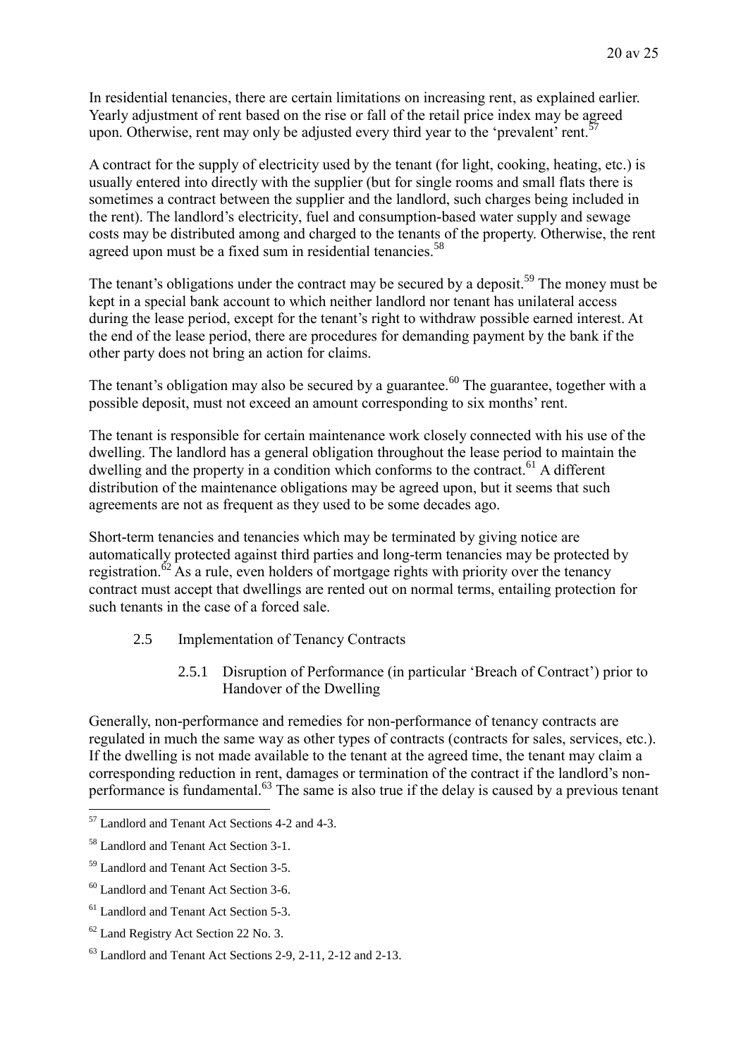In residential tenancies, there are certain limitations on increasing rent, as explained earlier. Yearly adjustment of rent based on the rise or fall of the retail price index may be agreed upon. Otherwise, rent may only be adjusted every third year to the 'prevalent' rent.[57]

A contract for the supply of electricity used by the tenant (for light, cooking, heating, etc.) is usually entered into directly with the supplier (but for single rooms and small flats there is sometimes a contract between the supplier and the landlord, such charges being included in the rent). The landlord's electricity, fuel and consumption-based water supply and sewage costs may be distributed among and charged to the tenants of the property. Otherwise, the rent agreed upon must be a fixed sum in residential tenancies.[58]

The tenant's obligations under the contract may be secured by a deposit.[59] The money must be kept in a special bank account to which neither landlord nor tenant has unilateral access during the lease period, except for the tenant's right to withdraw possible earned interest. At the end of the lease period, there are procedures for demanding payment by the bank if the other party does not bring an action for claims.

The tenant's obligation may also be secured by a guarantee.[60] The guarantee, together with a possible deposit, must not exceed an amount corresponding to six months' rent.

The tenant is responsible for certain maintenance work closely connected with his use of the dwelling. The landlord has a general obligation throughout the lease period to maintain the dwelling and the property in a condition which conforms to the contract.[61] A different distribution of the maintenance obligations may be agreed upon, but it seems that such agreements are not as frequent as they used to be some decades ago.

Short-term tenancies and tenancies which may be terminated by giving notice are automatically protected against third parties and long-term tenancies may be protected by registration.[62] As a rule, even holders of mortgage rights with priority over the tenancy contract must accept that dwellings are rented out on normal terms, entailing protection for such tenants in the case of a forced sale.

## 2.5 Implementation of Tenancy Contracts

### 2.5.1 Disruption of Performance (in particular 'Breach of Contract') prior to Handover of the Dwelling

Generally, non-performance and remedies for non-performance of tenancy contracts are regulated in much the same way as other types of contracts (contracts for sales, services, etc.). If the dwelling is not made available to the tenant at the agreed time, the tenant may claim a corresponding reduction in rent, damages or termination of the contract if the landlord's non-performance is fundamental.[63] The same is also true if the delay is caused by a previous tenant

---

[57] Landlord and Tenant Act Sections 4-2 and 4-3.

[58] Landlord and Tenant Act Section 3-1.

[59] Landlord and Tenant Act Section 3-5.

[60] Landlord and Tenant Act Section 3-6.

[61] Landlord and Tenant Act Section 5-3.

[62] Land Registry Act Section 22 No. 3.

[63] Landlord and Tenant Act Sections 2-9, 2-11, 2-12 and 2-13.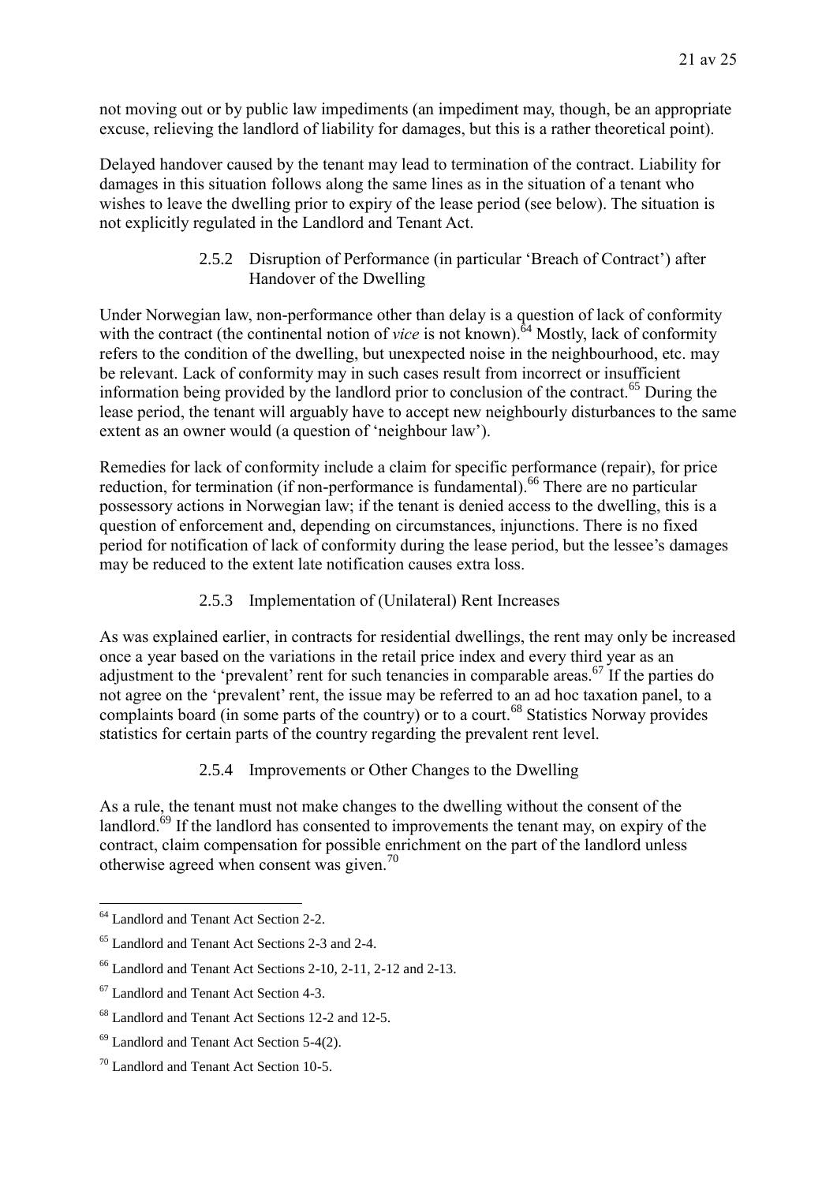not moving out or by public law impediments (an impediment may, though, be an appropriate excuse, relieving the landlord of liability for damages, but this is a rather theoretical point).

Delayed handover caused by the tenant may lead to termination of the contract. Liability for damages in this situation follows along the same lines as in the situation of a tenant who wishes to leave the dwelling prior to expiry of the lease period (see below). The situation is not explicitly regulated in the Landlord and Tenant Act.

### 2.5.2 Disruption of Performance (in particular 'Breach of Contract') after Handover of the Dwelling

Under Norwegian law, non-performance other than delay is a question of lack of conformity with the contract (the continental notion of *vice* is not known).[64] Mostly, lack of conformity refers to the condition of the dwelling, but unexpected noise in the neighbourhood, etc. may be relevant. Lack of conformity may in such cases result from incorrect or insufficient information being provided by the landlord prior to conclusion of the contract.[65] During the lease period, the tenant will arguably have to accept new neighbourly disturbances to the same extent as an owner would (a question of 'neighbour law').

Remedies for lack of conformity include a claim for specific performance (repair), for price reduction, for termination (if non-performance is fundamental).[66] There are no particular possessory actions in Norwegian law; if the tenant is denied access to the dwelling, this is a question of enforcement and, depending on circumstances, injunctions. There is no fixed period for notification of lack of conformity during the lease period, but the lessee's damages may be reduced to the extent late notification causes extra loss.

### 2.5.3 Implementation of (Unilateral) Rent Increases

As was explained earlier, in contracts for residential dwellings, the rent may only be increased once a year based on the variations in the retail price index and every third year as an adjustment to the 'prevalent' rent for such tenancies in comparable areas.[67] If the parties do not agree on the 'prevalent' rent, the issue may be referred to an ad hoc taxation panel, to a complaints board (in some parts of the country) or to a court.[68] Statistics Norway provides statistics for certain parts of the country regarding the prevalent rent level.

### 2.5.4 Improvements or Other Changes to the Dwelling

As a rule, the tenant must not make changes to the dwelling without the consent of the landlord.[69] If the landlord has consented to improvements the tenant may, on expiry of the contract, claim compensation for possible enrichment on the part of the landlord unless otherwise agreed when consent was given.[70]

---

[64] Landlord and Tenant Act Section 2-2.

[65] Landlord and Tenant Act Sections 2-3 and 2-4.

[66] Landlord and Tenant Act Sections 2-10, 2-11, 2-12 and 2-13.

[67] Landlord and Tenant Act Section 4-3.

[68] Landlord and Tenant Act Sections 12-2 and 12-5.

[69] Landlord and Tenant Act Section 5-4(2).

[70] Landlord and Tenant Act Section 10-5.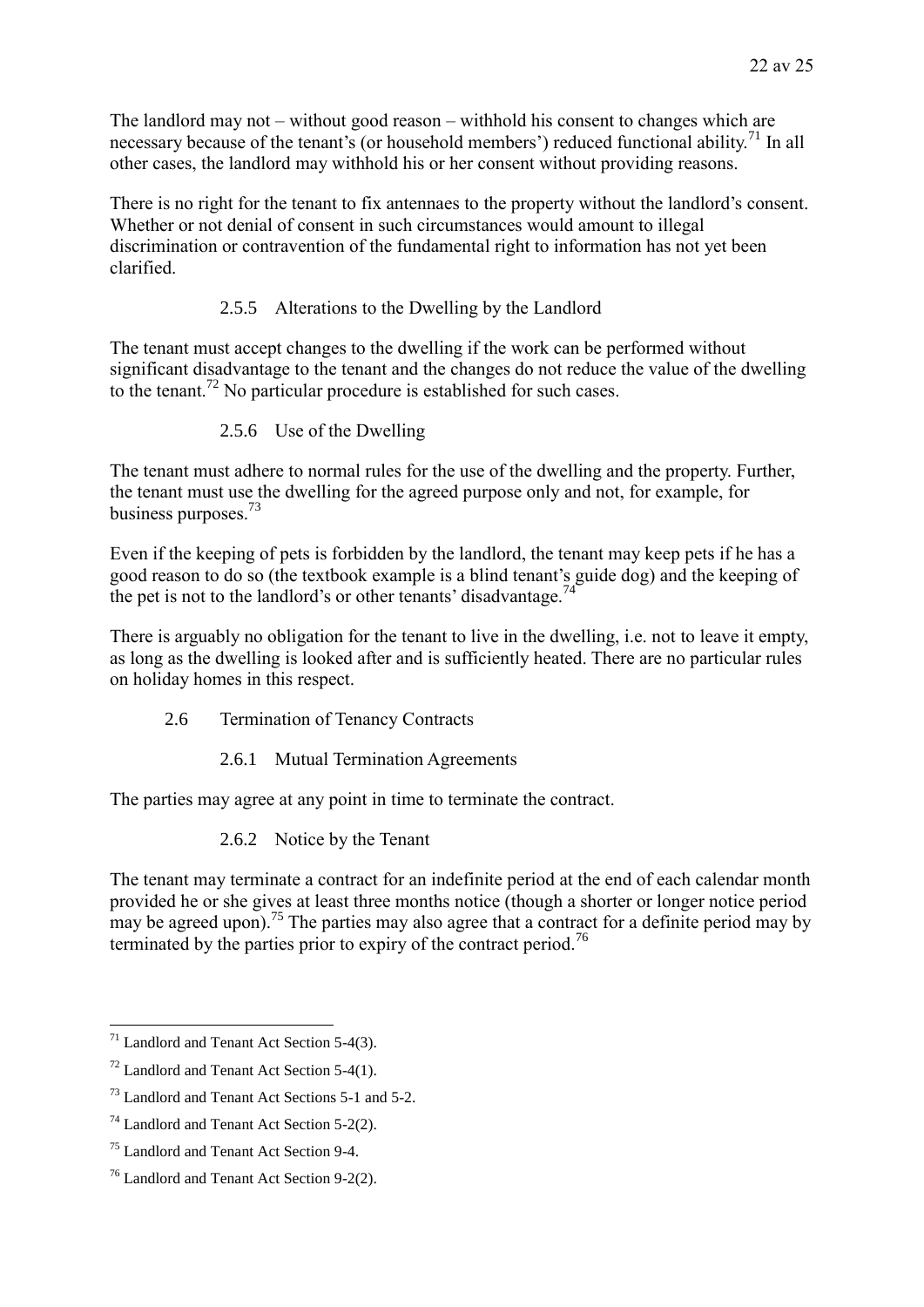The landlord may not – without good reason – withhold his consent to changes which are necessary because of the tenant's (or household members') reduced functional ability.[71] In all other cases, the landlord may withhold his or her consent without providing reasons.

There is no right for the tenant to fix antennaes to the property without the landlord's consent. Whether or not denial of consent in such circumstances would amount to illegal discrimination or contravention of the fundamental right to information has not yet been clarified.

#### 2.5.5 Alterations to the Dwelling by the Landlord

The tenant must accept changes to the dwelling if the work can be performed without significant disadvantage to the tenant and the changes do not reduce the value of the dwelling to the tenant.[72] No particular procedure is established for such cases.

#### 2.5.6 Use of the Dwelling

The tenant must adhere to normal rules for the use of the dwelling and the property. Further, the tenant must use the dwelling for the agreed purpose only and not, for example, for business purposes.[73]

Even if the keeping of pets is forbidden by the landlord, the tenant may keep pets if he has a good reason to do so (the textbook example is a blind tenant's guide dog) and the keeping of the pet is not to the landlord's or other tenants' disadvantage.[74]

There is arguably no obligation for the tenant to live in the dwelling, i.e. not to leave it empty, as long as the dwelling is looked after and is sufficiently heated. There are no particular rules on holiday homes in this respect.

### 2.6 Termination of Tenancy Contracts

#### 2.6.1 Mutual Termination Agreements

The parties may agree at any point in time to terminate the contract.

#### 2.6.2 Notice by the Tenant

The tenant may terminate a contract for an indefinite period at the end of each calendar month provided he or she gives at least three months notice (though a shorter or longer notice period may be agreed upon).[75] The parties may also agree that a contract for a definite period may by terminated by the parties prior to expiry of the contract period.[76]

---

[71] Landlord and Tenant Act Section 5-4(3).

[72] Landlord and Tenant Act Section 5-4(1).

[73] Landlord and Tenant Act Sections 5-1 and 5-2.

[74] Landlord and Tenant Act Section 5-2(2).

[75] Landlord and Tenant Act Section 9-4.

[76] Landlord and Tenant Act Section 9-2(2).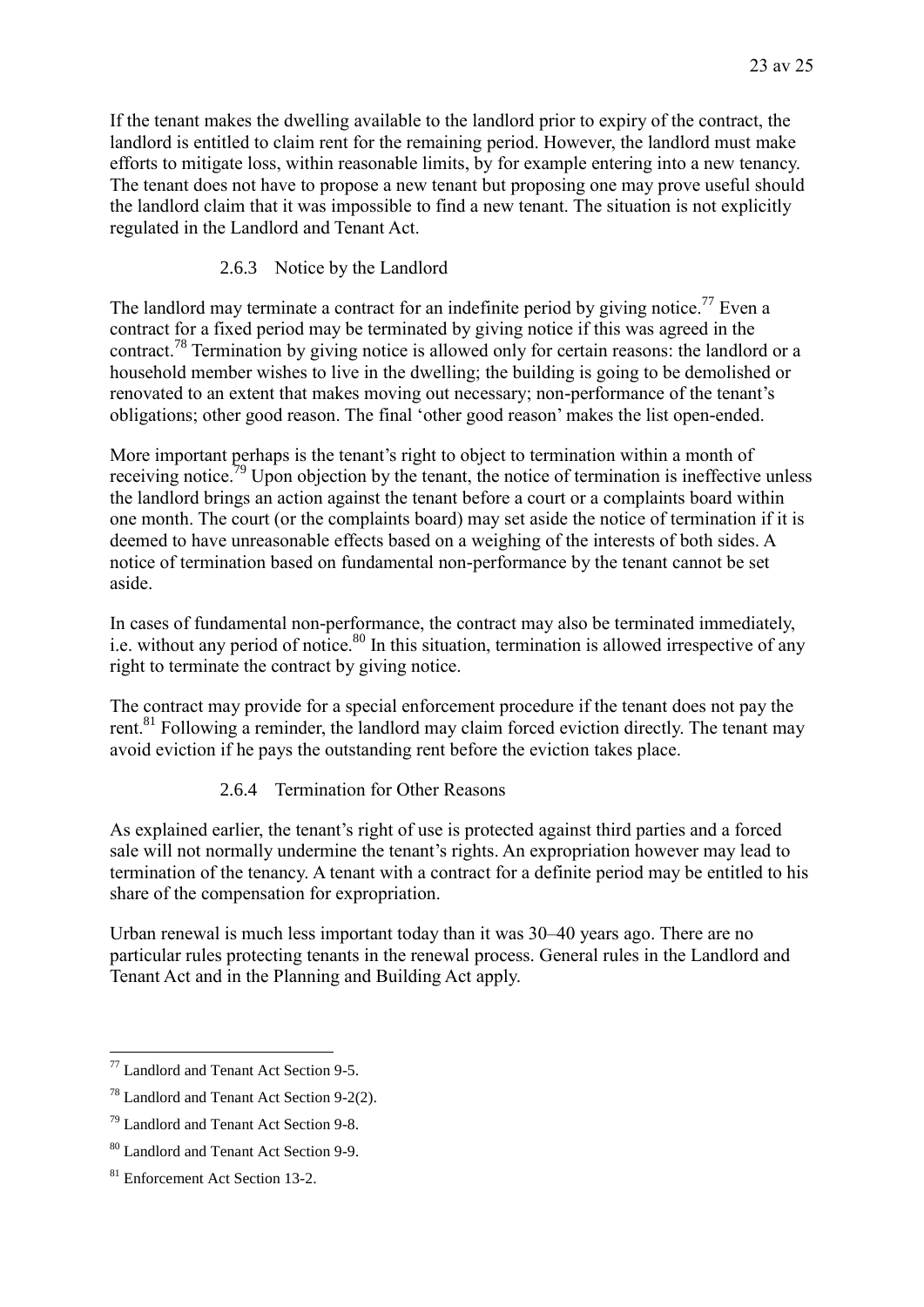If the tenant makes the dwelling available to the landlord prior to expiry of the contract, the landlord is entitled to claim rent for the remaining period. However, the landlord must make efforts to mitigate loss, within reasonable limits, by for example entering into a new tenancy. The tenant does not have to propose a new tenant but proposing one may prove useful should the landlord claim that it was impossible to find a new tenant. The situation is not explicitly regulated in the Landlord and Tenant Act.

### 2.6.3 Notice by the Landlord

The landlord may terminate a contract for an indefinite period by giving notice.[77] Even a contract for a fixed period may be terminated by giving notice if this was agreed in the contract.[78] Termination by giving notice is allowed only for certain reasons: the landlord or a household member wishes to live in the dwelling; the building is going to be demolished or renovated to an extent that makes moving out necessary; non-performance of the tenant's obligations; other good reason. The final 'other good reason' makes the list open-ended.

More important perhaps is the tenant's right to object to termination within a month of receiving notice.[79] Upon objection by the tenant, the notice of termination is ineffective unless the landlord brings an action against the tenant before a court or a complaints board within one month. The court (or the complaints board) may set aside the notice of termination if it is deemed to have unreasonable effects based on a weighing of the interests of both sides. A notice of termination based on fundamental non-performance by the tenant cannot be set aside.

In cases of fundamental non-performance, the contract may also be terminated immediately, i.e. without any period of notice.[80] In this situation, termination is allowed irrespective of any right to terminate the contract by giving notice.

The contract may provide for a special enforcement procedure if the tenant does not pay the rent.[81] Following a reminder, the landlord may claim forced eviction directly. The tenant may avoid eviction if he pays the outstanding rent before the eviction takes place.

### 2.6.4 Termination for Other Reasons

As explained earlier, the tenant's right of use is protected against third parties and a forced sale will not normally undermine the tenant's rights. An expropriation however may lead to termination of the tenancy. A tenant with a contract for a definite period may be entitled to his share of the compensation for expropriation.

Urban renewal is much less important today than it was 30–40 years ago. There are no particular rules protecting tenants in the renewal process. General rules in the Landlord and Tenant Act and in the Planning and Building Act apply.

---

[77] Landlord and Tenant Act Section 9-5.

[78] Landlord and Tenant Act Section 9-2(2).

[79] Landlord and Tenant Act Section 9-8.

[80] Landlord and Tenant Act Section 9-9.

[81] Enforcement Act Section 13-2.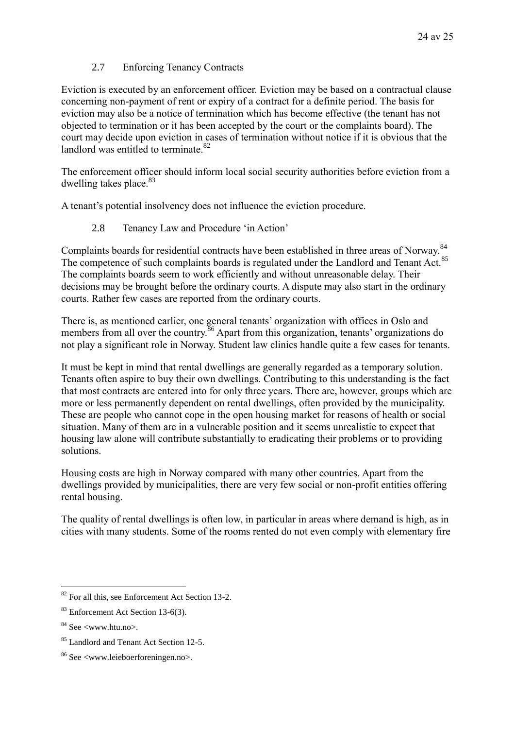### 2.7 Enforcing Tenancy Contracts

Eviction is executed by an enforcement officer. Eviction may be based on a contractual clause concerning non-payment of rent or expiry of a contract for a definite period. The basis for eviction may also be a notice of termination which has become effective (the tenant has not objected to termination or it has been accepted by the court or the complaints board). The court may decide upon eviction in cases of termination without notice if it is obvious that the landlord was entitled to terminate.[82]

The enforcement officer should inform local social security authorities before eviction from a dwelling takes place.[83]

A tenant's potential insolvency does not influence the eviction procedure.

### 2.8 Tenancy Law and Procedure 'in Action'

Complaints boards for residential contracts have been established in three areas of Norway.[84] The competence of such complaints boards is regulated under the Landlord and Tenant Act.[85] The complaints boards seem to work efficiently and without unreasonable delay. Their decisions may be brought before the ordinary courts. A dispute may also start in the ordinary courts. Rather few cases are reported from the ordinary courts.

There is, as mentioned earlier, one general tenants' organization with offices in Oslo and members from all over the country.[86] Apart from this organization, tenants' organizations do not play a significant role in Norway. Student law clinics handle quite a few cases for tenants.

It must be kept in mind that rental dwellings are generally regarded as a temporary solution. Tenants often aspire to buy their own dwellings. Contributing to this understanding is the fact that most contracts are entered into for only three years. There are, however, groups which are more or less permanently dependent on rental dwellings, often provided by the municipality. These are people who cannot cope in the open housing market for reasons of health or social situation. Many of them are in a vulnerable position and it seems unrealistic to expect that housing law alone will contribute substantially to eradicating their problems or to providing solutions.

Housing costs are high in Norway compared with many other countries. Apart from the dwellings provided by municipalities, there are very few social or non-profit entities offering rental housing.

The quality of rental dwellings is often low, in particular in areas where demand is high, as in cities with many students. Some of the rooms rented do not even comply with elementary fire

---

[82] For all this, see Enforcement Act Section 13-2.

[83] Enforcement Act Section 13-6(3).

[84] See <www.htu.no>.

[85] Landlord and Tenant Act Section 12-5.

[86] See <www.leieboerforeningen.no>.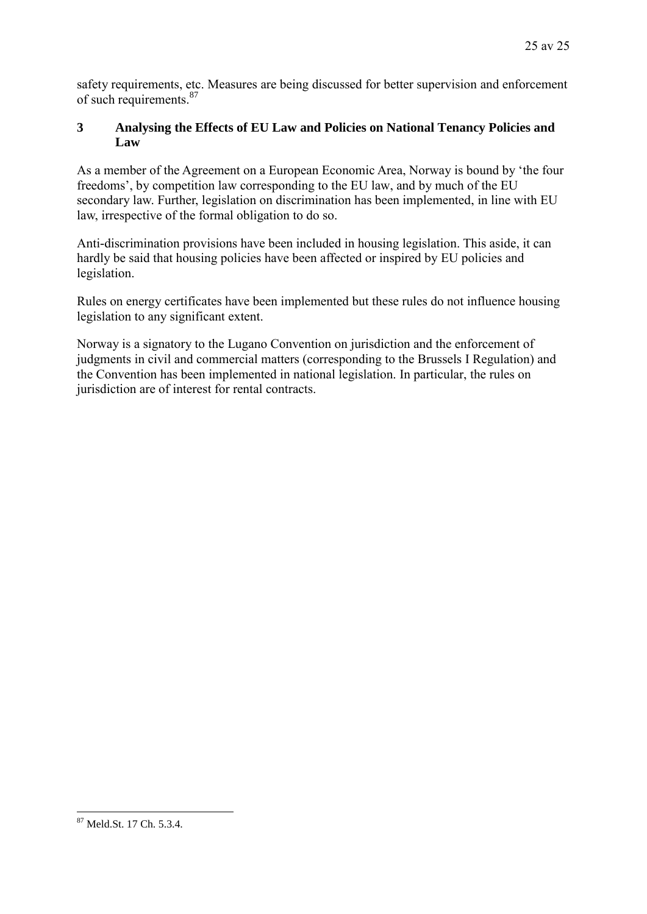safety requirements, etc. Measures are being discussed for better supervision and enforcement of such requirements.[87]

## 3 Analysing the Effects of EU Law and Policies on National Tenancy Policies and Law

As a member of the Agreement on a European Economic Area, Norway is bound by 'the four freedoms', by competition law corresponding to the EU law, and by much of the EU secondary law. Further, legislation on discrimination has been implemented, in line with EU law, irrespective of the formal obligation to do so.

Anti-discrimination provisions have been included in housing legislation. This aside, it can hardly be said that housing policies have been affected or inspired by EU policies and legislation.

Rules on energy certificates have been implemented but these rules do not influence housing legislation to any significant extent.

Norway is a signatory to the Lugano Convention on jurisdiction and the enforcement of judgments in civil and commercial matters (corresponding to the Brussels I Regulation) and the Convention has been implemented in national legislation. In particular, the rules on jurisdiction are of interest for rental contracts.

---

[87] Meld.St. 17 Ch. 5.3.4.